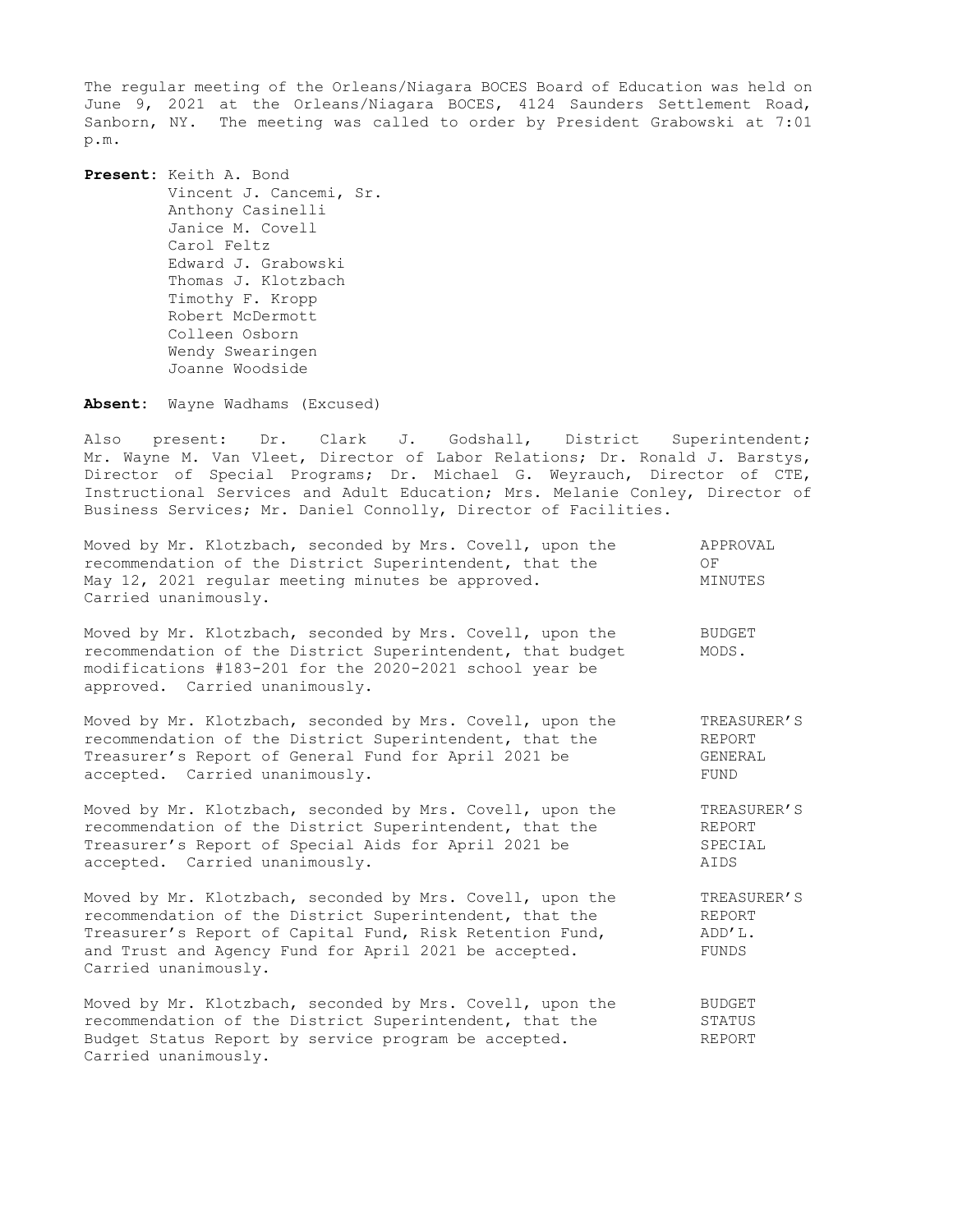The regular meeting of the Orleans/Niagara BOCES Board of Education was held on June 9, 2021 at the Orleans/Niagara BOCES, 4124 Saunders Settlement Road, Sanborn, NY. The meeting was called to order by President Grabowski at 7:01 p.m.

**Present:** Keith A. Bond
Vincent J. Cancemi, Sr.
Anthony Casinelli
Janice M. Covell
Carol Feltz
Edward J. Grabowski
Thomas J. Klotzbach
Timothy F. Kropp
Robert McDermott
Colleen Osborn
Wendy Swearingen
Joanne Woodside

**Absent:** Wayne Wadhams (Excused)

Also present: Dr. Clark J. Godshall, District Superintendent; Mr. Wayne M. Van Vleet, Director of Labor Relations; Dr. Ronald J. Barstys, Director of Special Programs; Dr. Michael G. Weyrauch, Director of CTE, Instructional Services and Adult Education; Mrs. Melanie Conley, Director of Business Services; Mr. Daniel Connolly, Director of Facilities.

APPROVAL OF MINUTES

Moved by Mr. Klotzbach, seconded by Mrs. Covell, upon the recommendation of the District Superintendent, that the May 12, 2021 regular meeting minutes be approved. Carried unanimously.

BUDGET MODS.

Moved by Mr. Klotzbach, seconded by Mrs. Covell, upon the recommendation of the District Superintendent, that budget modifications #183-201 for the 2020-2021 school year be approved. Carried unanimously.

TREASURER'S REPORT GENERAL FUND

Moved by Mr. Klotzbach, seconded by Mrs. Covell, upon the recommendation of the District Superintendent, that the Treasurer's Report of General Fund for April 2021 be accepted. Carried unanimously.

TREASURER'S REPORT SPECIAL AIDS

Moved by Mr. Klotzbach, seconded by Mrs. Covell, upon the recommendation of the District Superintendent, that the Treasurer's Report of Special Aids for April 2021 be accepted. Carried unanimously.

TREASURER'S REPORT ADD'L. FUNDS

Moved by Mr. Klotzbach, seconded by Mrs. Covell, upon the recommendation of the District Superintendent, that the Treasurer's Report of Capital Fund, Risk Retention Fund, and Trust and Agency Fund for April 2021 be accepted. Carried unanimously.

BUDGET STATUS REPORT

Moved by Mr. Klotzbach, seconded by Mrs. Covell, upon the recommendation of the District Superintendent, that the Budget Status Report by service program be accepted. Carried unanimously.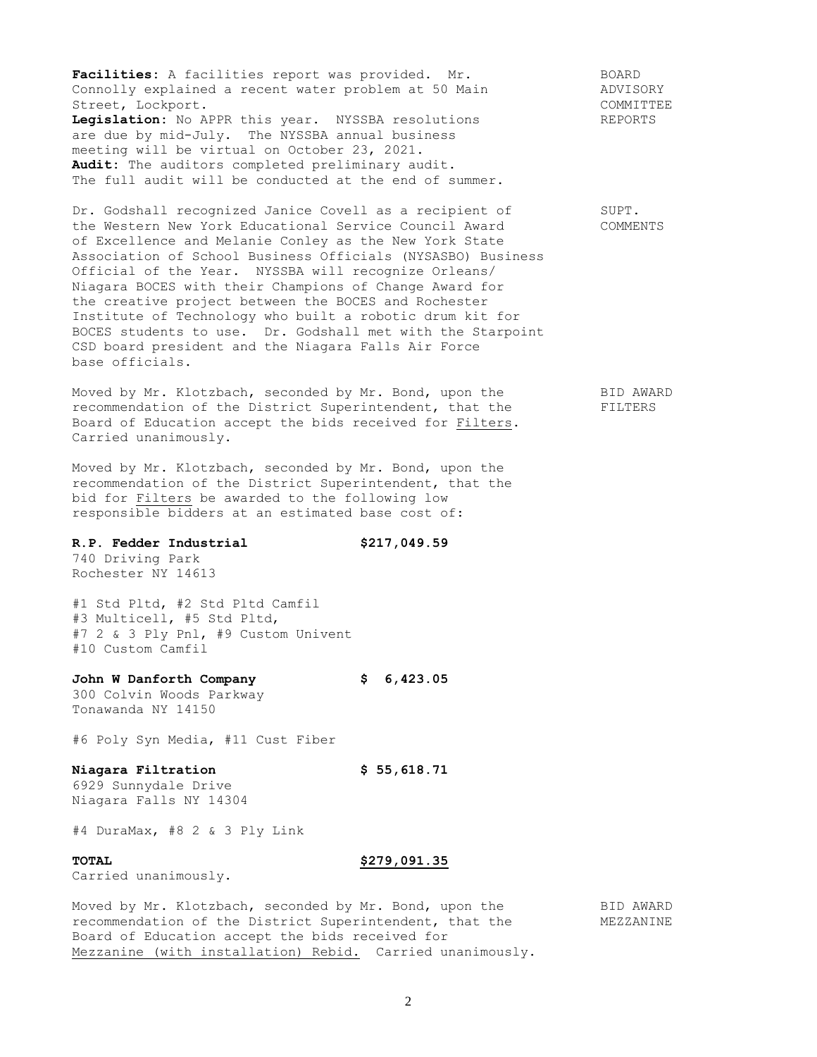**BOARD ADVISORY COMMITTEE REPORTS**

**Facilities:** A facilities report was provided. Mr. Connolly explained a recent water problem at 50 Main Street, Lockport.
**Legislation:** No APPR this year. NYSSBA resolutions are due by mid-July. The NYSSBA annual business meeting will be virtual on October 23, 2021.
**Audit:** The auditors completed preliminary audit. The full audit will be conducted at the end of summer.

**SUPT. COMMENTS**

Dr. Godshall recognized Janice Covell as a recipient of the Western New York Educational Service Council Award of Excellence and Melanie Conley as the New York State Association of School Business Officials (NYSASBO) Business Official of the Year. NYSSBA will recognize Orleans/ Niagara BOCES with their Champions of Change Award for the creative project between the BOCES and Rochester Institute of Technology who built a robotic drum kit for BOCES students to use. Dr. Godshall met with the Starpoint CSD board president and the Niagara Falls Air Force base officials.

**BID AWARD FILTERS**

Moved by Mr. Klotzbach, seconded by Mr. Bond, upon the recommendation of the District Superintendent, that the Board of Education accept the bids received for Filters. Carried unanimously.

Moved by Mr. Klotzbach, seconded by Mr. Bond, upon the recommendation of the District Superintendent, that the bid for Filters be awarded to the following low responsible bidders at an estimated base cost of:

**R.P. Fedder Industrial** **$217,049.59**
740 Driving Park
Rochester NY 14613

#1 Std Pltd, #2 Std Pltd Camfil
#3 Multicell, #5 Std Pltd,
#7 2 & 3 Ply Pnl, #9 Custom Univent
#10 Custom Camfil

**John W Danforth Company** **$ 6,423.05**
300 Colvin Woods Parkway
Tonawanda NY 14150

#6 Poly Syn Media, #11 Cust Fiber

**Niagara Filtration** **$ 55,618.71**
6929 Sunnydale Drive
Niagara Falls NY 14304

#4 DuraMax, #8 2 & 3 Ply Link

**TOTAL** **$279,091.35**
Carried unanimously.

**BID AWARD MEZZANINE**

Moved by Mr. Klotzbach, seconded by Mr. Bond, upon the recommendation of the District Superintendent, that the Board of Education accept the bids received for Mezzanine (with installation) Rebid. Carried unanimously.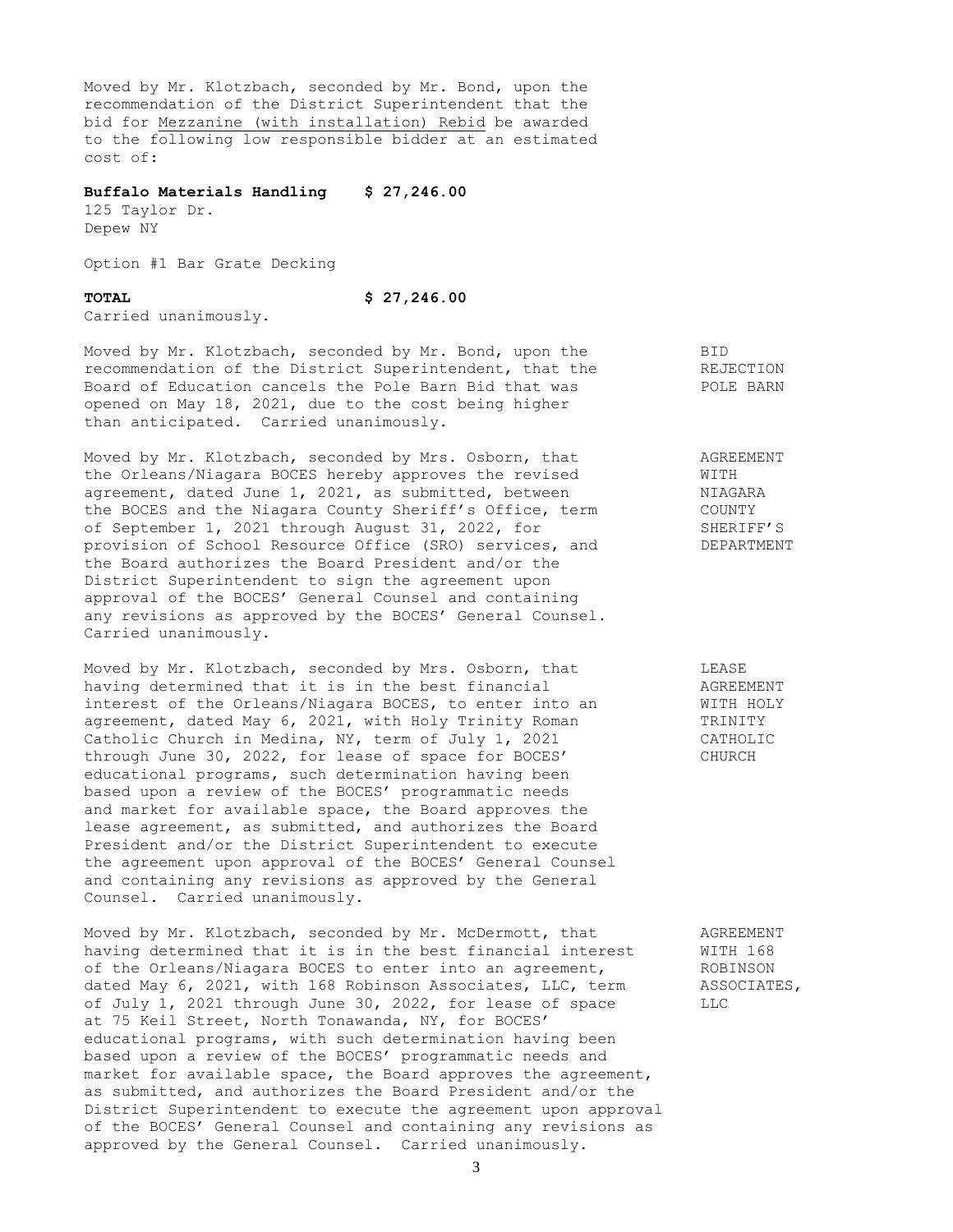Moved by Mr. Klotzbach, seconded by Mr. Bond, upon the recommendation of the District Superintendent that the bid for <u>Mezzanine (with installation) Rebid</u> be awarded to the following low responsible bidder at an estimated cost of:

**Buffalo Materials Handling $ 27,246.00**
125 Taylor Dr.
Depew NY

Option #1 Bar Grate Decking

**TOTAL $ 27,246.00**
Carried unanimously.

**BID REJECTION POLE BARN**

Moved by Mr. Klotzbach, seconded by Mr. Bond, upon the recommendation of the District Superintendent, that the Board of Education cancels the Pole Barn Bid that was opened on May 18, 2021, due to the cost being higher than anticipated. Carried unanimously.

**AGREEMENT WITH NIAGARA COUNTY SHERIFF'S DEPARTMENT**

Moved by Mr. Klotzbach, seconded by Mrs. Osborn, that the Orleans/Niagara BOCES hereby approves the revised agreement, dated June 1, 2021, as submitted, between the BOCES and the Niagara County Sheriff's Office, term of September 1, 2021 through August 31, 2022, for provision of School Resource Office (SRO) services, and the Board authorizes the Board President and/or the District Superintendent to sign the agreement upon approval of the BOCES' General Counsel and containing any revisions as approved by the BOCES' General Counsel. Carried unanimously.

**LEASE AGREEMENT WITH HOLY TRINITY CATHOLIC CHURCH**

Moved by Mr. Klotzbach, seconded by Mrs. Osborn, that having determined that it is in the best financial interest of the Orleans/Niagara BOCES, to enter into an agreement, dated May 6, 2021, with Holy Trinity Roman Catholic Church in Medina, NY, term of July 1, 2021 through June 30, 2022, for lease of space for BOCES' educational programs, such determination having been based upon a review of the BOCES' programmatic needs and market for available space, the Board approves the lease agreement, as submitted, and authorizes the Board President and/or the District Superintendent to execute the agreement upon approval of the BOCES' General Counsel and containing any revisions as approved by the General Counsel. Carried unanimously.

**AGREEMENT WITH 168 ROBINSON ASSOCIATES, LLC**

Moved by Mr. Klotzbach, seconded by Mr. McDermott, that having determined that it is in the best financial interest of the Orleans/Niagara BOCES to enter into an agreement, dated May 6, 2021, with 168 Robinson Associates, LLC, term of July 1, 2021 through June 30, 2022, for lease of space at 75 Keil Street, North Tonawanda, NY, for BOCES' educational programs, with such determination having been based upon a review of the BOCES' programmatic needs and market for available space, the Board approves the agreement, as submitted, and authorizes the Board President and/or the District Superintendent to execute the agreement upon approval of the BOCES' General Counsel and containing any revisions as approved by the General Counsel. Carried unanimously.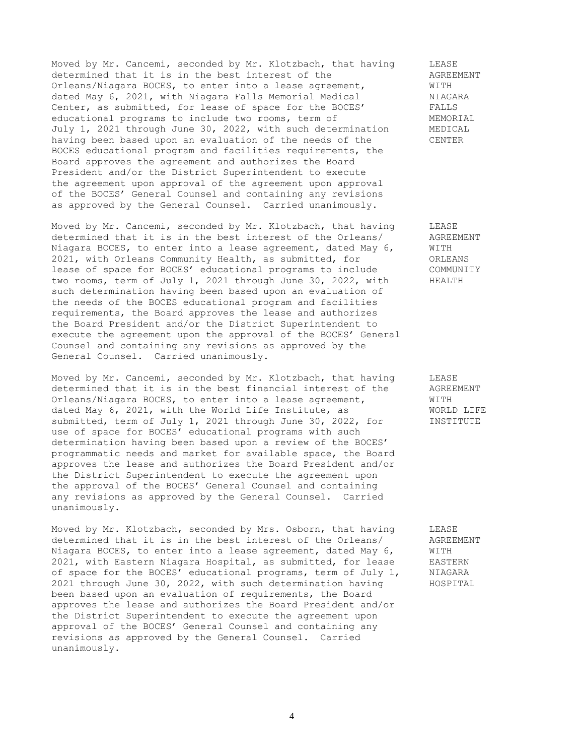Moved by Mr. Cancemi, seconded by Mr. Klotzbach, that having determined that it is in the best interest of the Orleans/Niagara BOCES, to enter into a lease agreement, dated May 6, 2021, with Niagara Falls Memorial Medical Center, as submitted, for lease of space for the BOCES' educational programs to include two rooms, term of July 1, 2021 through June 30, 2022, with such determination having been based upon an evaluation of the needs of the BOCES educational program and facilities requirements, the Board approves the agreement and authorizes the Board President and/or the District Superintendent to execute the agreement upon approval of the agreement upon approval of the BOCES' General Counsel and containing any revisions as approved by the General Counsel. Carried unanimously.

LEASE AGREEMENT WITH NIAGARA FALLS MEMORIAL MEDICAL CENTER

Moved by Mr. Cancemi, seconded by Mr. Klotzbach, that having determined that it is in the best interest of the Orleans/Niagara BOCES, to enter into a lease agreement, dated May 6, 2021, with Orleans Community Health, as submitted, for lease of space for BOCES' educational programs to include two rooms, term of July 1, 2021 through June 30, 2022, with such determination having been based upon an evaluation of the needs of the BOCES educational program and facilities requirements, the Board approves the lease and authorizes the Board President and/or the District Superintendent to execute the agreement upon the approval of the BOCES' General Counsel and containing any revisions as approved by the General Counsel. Carried unanimously.

LEASE AGREEMENT WITH ORLEANS COMMUNITY HEALTH

Moved by Mr. Cancemi, seconded by Mr. Klotzbach, that having determined that it is in the best financial interest of the Orleans/Niagara BOCES, to enter into a lease agreement, dated May 6, 2021, with the World Life Institute, as submitted, term of July 1, 2021 through June 30, 2022, for use of space for BOCES' educational programs with such determination having been based upon a review of the BOCES' programmatic needs and market for available space, the Board approves the lease and authorizes the Board President and/or the District Superintendent to execute the agreement upon the approval of the BOCES' General Counsel and containing any revisions as approved by the General Counsel. Carried unanimously.

LEASE AGREEMENT WITH WORLD LIFE INSTITUTE

Moved by Mr. Klotzbach, seconded by Mrs. Osborn, that having determined that it is in the best interest of the Orleans/Niagara BOCES, to enter into a lease agreement, dated May 6, 2021, with Eastern Niagara Hospital, as submitted, for lease of space for the BOCES' educational programs, term of July 1, 2021 through June 30, 2022, with such determination having been based upon an evaluation of requirements, the Board approves the lease and authorizes the Board President and/or the District Superintendent to execute the agreement upon approval of the BOCES' General Counsel and containing any revisions as approved by the General Counsel. Carried unanimously.

LEASE AGREEMENT WITH EASTERN NIAGARA HOSPITAL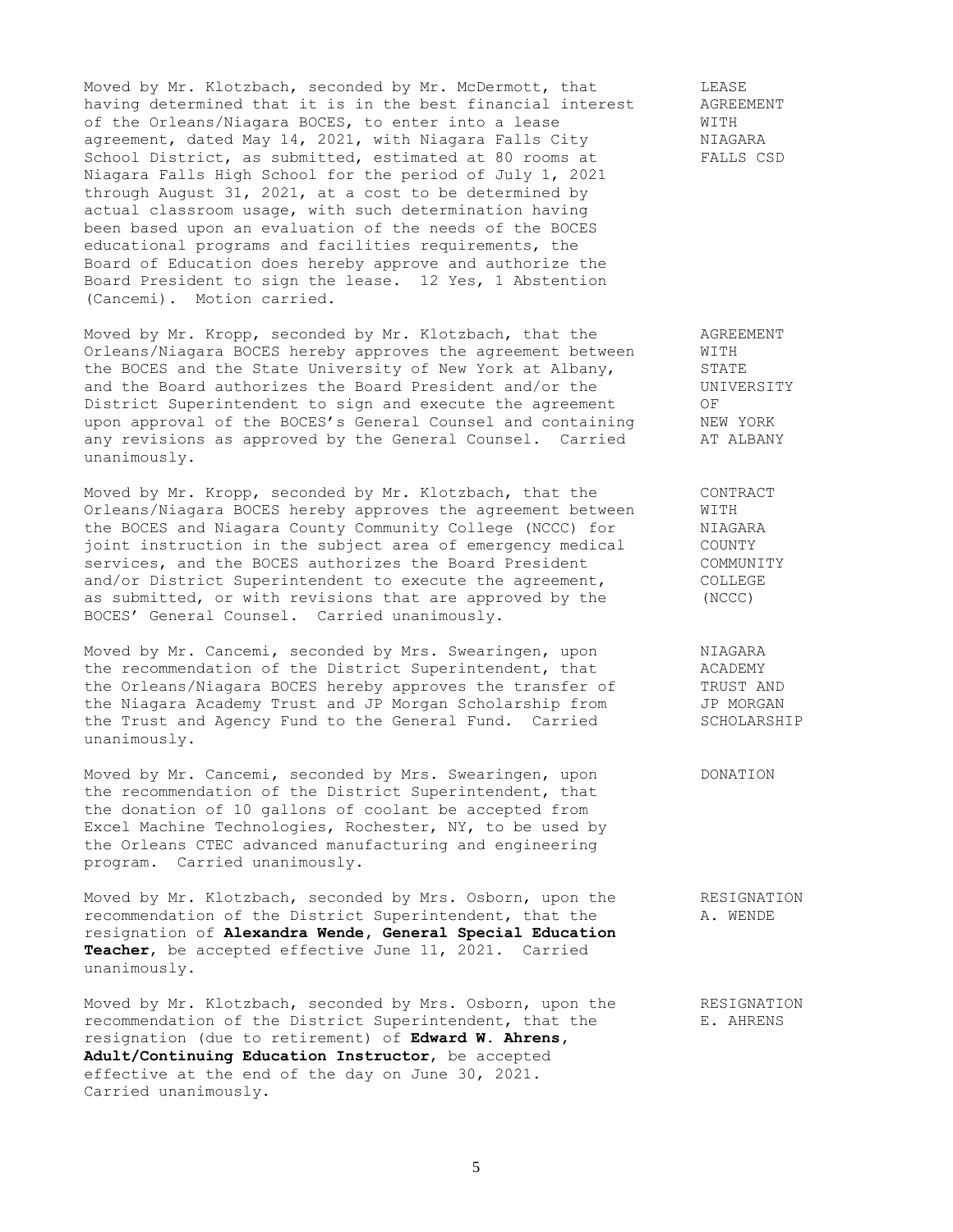Moved by Mr. Klotzbach, seconded by Mr. McDermott, that having determined that it is in the best financial interest of the Orleans/Niagara BOCES, to enter into a lease agreement, dated May 14, 2021, with Niagara Falls City School District, as submitted, estimated at 80 rooms at Niagara Falls High School for the period of July 1, 2021 through August 31, 2021, at a cost to be determined by actual classroom usage, with such determination having been based upon an evaluation of the needs of the BOCES educational programs and facilities requirements, the Board of Education does hereby approve and authorize the Board President to sign the lease. 12 Yes, 1 Abstention (Cancemi). Motion carried.

LEASE AGREEMENT WITH NIAGARA FALLS CSD

Moved by Mr. Kropp, seconded by Mr. Klotzbach, that the Orleans/Niagara BOCES hereby approves the agreement between the BOCES and the State University of New York at Albany, and the Board authorizes the Board President and/or the District Superintendent to sign and execute the agreement upon approval of the BOCES's General Counsel and containing any revisions as approved by the General Counsel. Carried unanimously.

AGREEMENT WITH STATE UNIVERSITY OF NEW YORK AT ALBANY

Moved by Mr. Kropp, seconded by Mr. Klotzbach, that the Orleans/Niagara BOCES hereby approves the agreement between the BOCES and Niagara County Community College (NCCC) for joint instruction in the subject area of emergency medical services, and the BOCES authorizes the Board President and/or District Superintendent to execute the agreement, as submitted, or with revisions that are approved by the BOCES' General Counsel. Carried unanimously.

CONTRACT WITH NIAGARA COUNTY COMMUNITY COLLEGE (NCCC)

Moved by Mr. Cancemi, seconded by Mrs. Swearingen, upon the recommendation of the District Superintendent, that the Orleans/Niagara BOCES hereby approves the transfer of the Niagara Academy Trust and JP Morgan Scholarship from the Trust and Agency Fund to the General Fund. Carried unanimously.

NIAGARA ACADEMY TRUST AND JP MORGAN SCHOLARSHIP

Moved by Mr. Cancemi, seconded by Mrs. Swearingen, upon the recommendation of the District Superintendent, that the donation of 10 gallons of coolant be accepted from Excel Machine Technologies, Rochester, NY, to be used by the Orleans CTEC advanced manufacturing and engineering program. Carried unanimously.

DONATION

Moved by Mr. Klotzbach, seconded by Mrs. Osborn, upon the recommendation of the District Superintendent, that the resignation of **Alexandra Wende, General Special Education Teacher**, be accepted effective June 11, 2021. Carried unanimously.

RESIGNATION A. WENDE

Moved by Mr. Klotzbach, seconded by Mrs. Osborn, upon the recommendation of the District Superintendent, that the resignation (due to retirement) of **Edward W. Ahrens, Adult/Continuing Education Instructor**, be accepted effective at the end of the day on June 30, 2021. Carried unanimously.

RESIGNATION E. AHRENS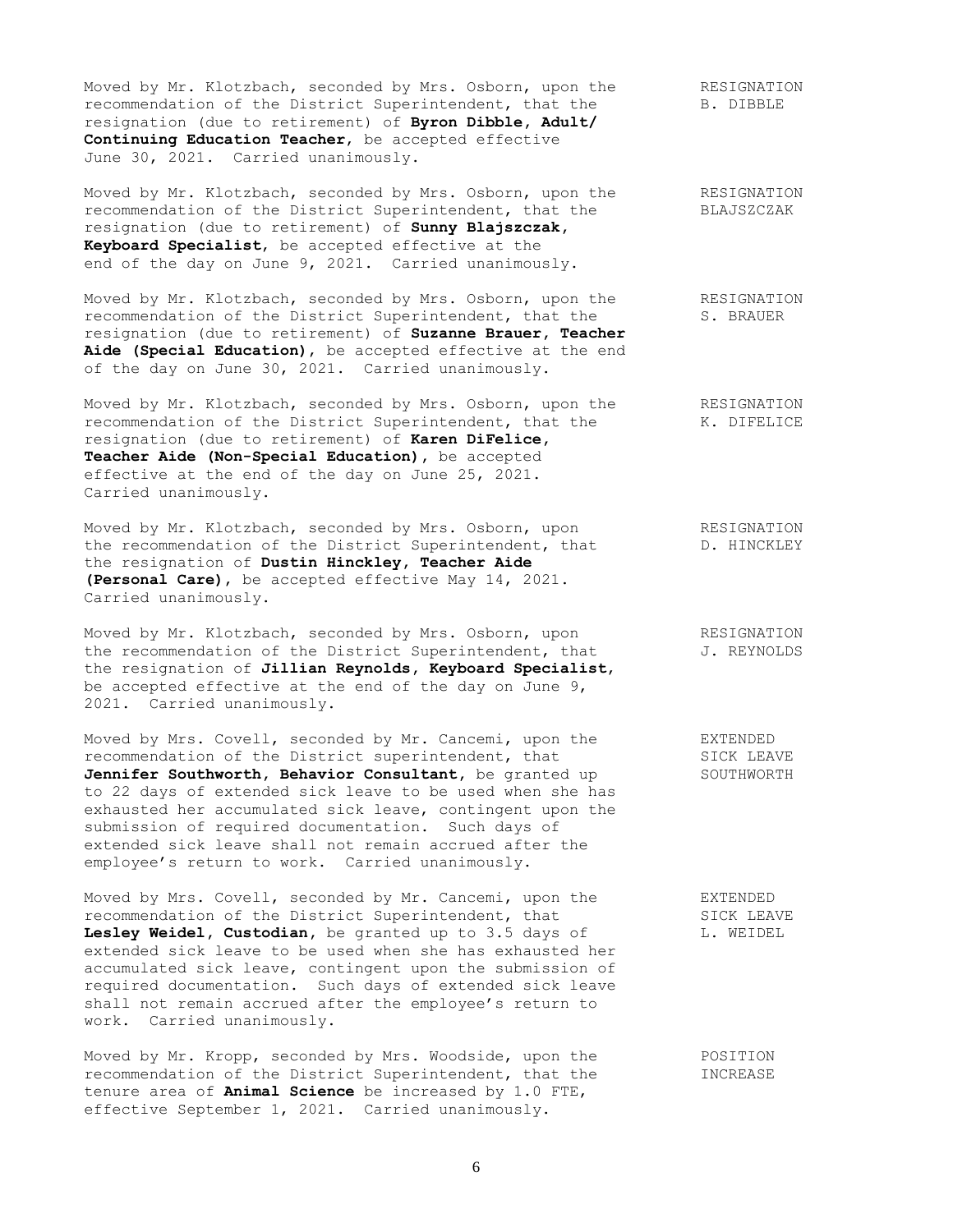Moved by Mr. Klotzbach, seconded by Mrs. Osborn, upon the recommendation of the District Superintendent, that the resignation (due to retirement) of **Byron Dibble, Adult/ Continuing Education Teacher**, be accepted effective June 30, 2021. Carried unanimously.

RESIGNATION
B. DIBBLE

Moved by Mr. Klotzbach, seconded by Mrs. Osborn, upon the recommendation of the District Superintendent, that the resignation (due to retirement) of **Sunny Blajszczak, Keyboard Specialist**, be accepted effective at the end of the day on June 9, 2021. Carried unanimously.

RESIGNATION
BLAJSZCZAK

Moved by Mr. Klotzbach, seconded by Mrs. Osborn, upon the recommendation of the District Superintendent, that the resignation (due to retirement) of **Suzanne Brauer, Teacher Aide (Special Education)**, be accepted effective at the end of the day on June 30, 2021. Carried unanimously.

RESIGNATION
S. BRAUER

Moved by Mr. Klotzbach, seconded by Mrs. Osborn, upon the recommendation of the District Superintendent, that the resignation (due to retirement) of **Karen DiFelice, Teacher Aide (Non-Special Education)**, be accepted effective at the end of the day on June 25, 2021. Carried unanimously.

RESIGNATION
K. DIFELICE

Moved by Mr. Klotzbach, seconded by Mrs. Osborn, upon the recommendation of the District Superintendent, that the resignation of **Dustin Hinckley, Teacher Aide (Personal Care)**, be accepted effective May 14, 2021. Carried unanimously.

RESIGNATION
D. HINCKLEY

Moved by Mr. Klotzbach, seconded by Mrs. Osborn, upon the recommendation of the District Superintendent, that the resignation of **Jillian Reynolds, Keyboard Specialist**, be accepted effective at the end of the day on June 9, 2021. Carried unanimously.

RESIGNATION
J. REYNOLDS

Moved by Mrs. Covell, seconded by Mr. Cancemi, upon the recommendation of the District superintendent, that **Jennifer Southworth, Behavior Consultant**, be granted up to 22 days of extended sick leave to be used when she has exhausted her accumulated sick leave, contingent upon the submission of required documentation. Such days of extended sick leave shall not remain accrued after the employee's return to work. Carried unanimously.

EXTENDED
SICK LEAVE
SOUTHWORTH

Moved by Mrs. Covell, seconded by Mr. Cancemi, upon the recommendation of the District Superintendent, that **Lesley Weidel, Custodian**, be granted up to 3.5 days of extended sick leave to be used when she has exhausted her accumulated sick leave, contingent upon the submission of required documentation. Such days of extended sick leave shall not remain accrued after the employee's return to work. Carried unanimously.

EXTENDED
SICK LEAVE
L. WEIDEL

Moved by Mr. Kropp, seconded by Mrs. Woodside, upon the recommendation of the District Superintendent, that the tenure area of **Animal Science** be increased by 1.0 FTE, effective September 1, 2021. Carried unanimously.

POSITION
INCREASE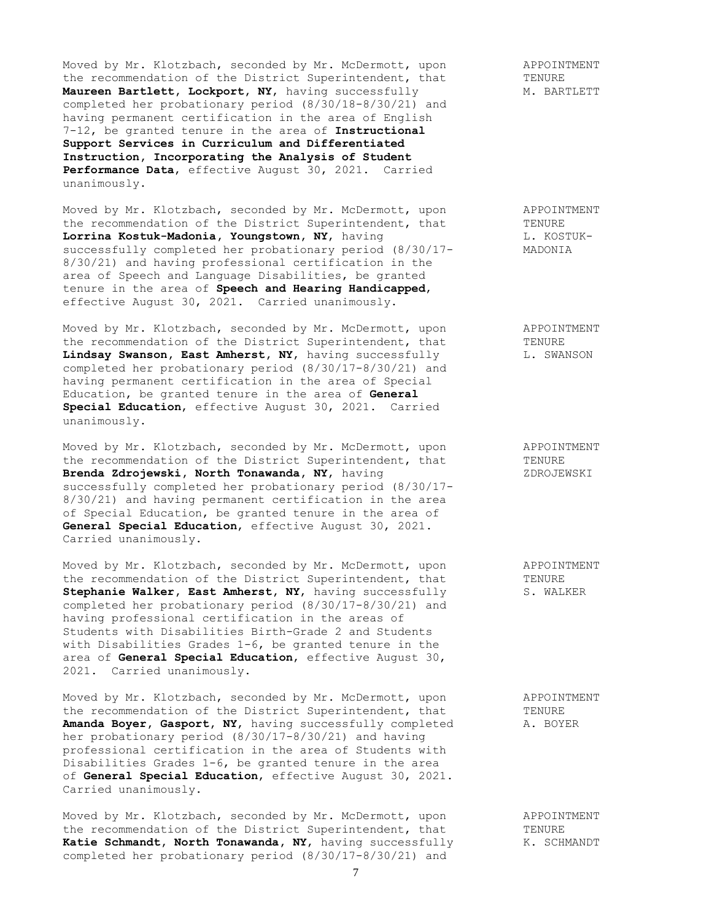Moved by Mr. Klotzbach, seconded by Mr. McDermott, upon the recommendation of the District Superintendent, that **Maureen Bartlett, Lockport, NY,** having successfully completed her probationary period (8/30/18-8/30/21) and having permanent certification in the area of English 7-12, be granted tenure in the area of **Instructional Support Services in Curriculum and Differentiated Instruction, Incorporating the Analysis of Student Performance Data**, effective August 30, 2021. Carried unanimously.

APPOINTMENT
TENURE
M. BARTLETT

Moved by Mr. Klotzbach, seconded by Mr. McDermott, upon the recommendation of the District Superintendent, that **Lorrina Kostuk-Madonia, Youngstown, NY,** having successfully completed her probationary period (8/30/17-8/30/21) and having professional certification in the area of Speech and Language Disabilities, be granted tenure in the area of **Speech and Hearing Handicapped**, effective August 30, 2021. Carried unanimously.

APPOINTMENT
TENURE
L. KOSTUK-MADONIA

Moved by Mr. Klotzbach, seconded by Mr. McDermott, upon the recommendation of the District Superintendent, that **Lindsay Swanson, East Amherst, NY,** having successfully completed her probationary period (8/30/17-8/30/21) and having permanent certification in the area of Special Education, be granted tenure in the area of **General Special Education**, effective August 30, 2021. Carried unanimously.

APPOINTMENT
TENURE
L. SWANSON

Moved by Mr. Klotzbach, seconded by Mr. McDermott, upon the recommendation of the District Superintendent, that **Brenda Zdrojewski, North Tonawanda, NY,** having successfully completed her probationary period (8/30/17-8/30/21) and having permanent certification in the area of Special Education, be granted tenure in the area of **General Special Education**, effective August 30, 2021. Carried unanimously.

APPOINTMENT
TENURE
ZDROJEWSKI

Moved by Mr. Klotzbach, seconded by Mr. McDermott, upon the recommendation of the District Superintendent, that **Stephanie Walker, East Amherst, NY,** having successfully completed her probationary period (8/30/17-8/30/21) and having professional certification in the areas of Students with Disabilities Birth-Grade 2 and Students with Disabilities Grades 1-6, be granted tenure in the area of **General Special Education**, effective August 30, 2021. Carried unanimously.

APPOINTMENT
TENURE
S. WALKER

Moved by Mr. Klotzbach, seconded by Mr. McDermott, upon the recommendation of the District Superintendent, that **Amanda Boyer, Gasport, NY,** having successfully completed her probationary period (8/30/17-8/30/21) and having professional certification in the area of Students with Disabilities Grades 1-6, be granted tenure in the area of **General Special Education**, effective August 30, 2021. Carried unanimously.

APPOINTMENT
TENURE
A. BOYER

Moved by Mr. Klotzbach, seconded by Mr. McDermott, upon the recommendation of the District Superintendent, that **Katie Schmandt, North Tonawanda, NY,** having successfully completed her probationary period (8/30/17-8/30/21) and

APPOINTMENT
TENURE
K. SCHMANDT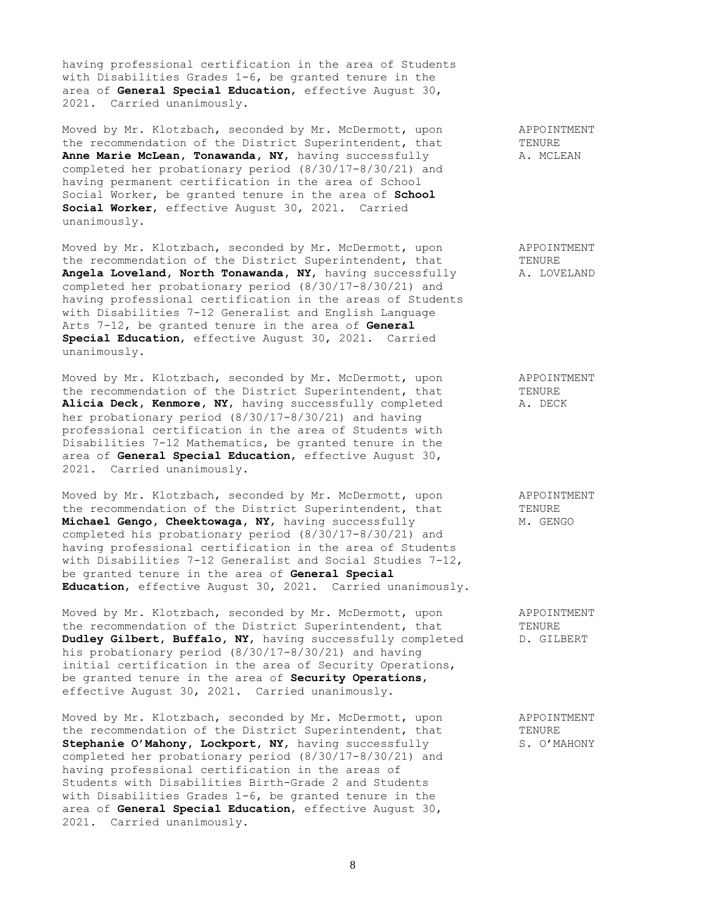having professional certification in the area of Students with Disabilities Grades 1-6, be granted tenure in the area of **General Special Education**, effective August 30, 2021. Carried unanimously.

APPOINTMENT TENURE A. MCLEAN

Moved by Mr. Klotzbach, seconded by Mr. McDermott, upon the recommendation of the District Superintendent, that **Anne Marie McLean, Tonawanda, NY**, having successfully completed her probationary period (8/30/17-8/30/21) and having permanent certification in the area of School Social Worker, be granted tenure in the area of **School Social Worker**, effective August 30, 2021. Carried unanimously.

APPOINTMENT TENURE A. LOVELAND

Moved by Mr. Klotzbach, seconded by Mr. McDermott, upon the recommendation of the District Superintendent, that **Angela Loveland, North Tonawanda, NY**, having successfully completed her probationary period (8/30/17-8/30/21) and having professional certification in the areas of Students with Disabilities 7-12 Generalist and English Language Arts 7-12, be granted tenure in the area of **General Special Education**, effective August 30, 2021. Carried unanimously.

APPOINTMENT TENURE A. DECK

Moved by Mr. Klotzbach, seconded by Mr. McDermott, upon the recommendation of the District Superintendent, that **Alicia Deck, Kenmore, NY**, having successfully completed her probationary period (8/30/17-8/30/21) and having professional certification in the area of Students with Disabilities 7-12 Mathematics, be granted tenure in the area of **General Special Education**, effective August 30, 2021. Carried unanimously.

APPOINTMENT TENURE M. GENGO

Moved by Mr. Klotzbach, seconded by Mr. McDermott, upon the recommendation of the District Superintendent, that **Michael Gengo, Cheektowaga, NY**, having successfully completed his probationary period (8/30/17-8/30/21) and having professional certification in the area of Students with Disabilities 7-12 Generalist and Social Studies 7-12, be granted tenure in the area of **General Special Education**, effective August 30, 2021. Carried unanimously.

APPOINTMENT TENURE D. GILBERT

Moved by Mr. Klotzbach, seconded by Mr. McDermott, upon the recommendation of the District Superintendent, that **Dudley Gilbert, Buffalo, NY**, having successfully completed his probationary period (8/30/17-8/30/21) and having initial certification in the area of Security Operations, be granted tenure in the area of **Security Operations**, effective August 30, 2021. Carried unanimously.

APPOINTMENT TENURE S. O'MAHONY

Moved by Mr. Klotzbach, seconded by Mr. McDermott, upon the recommendation of the District Superintendent, that **Stephanie O'Mahony, Lockport, NY**, having successfully completed her probationary period (8/30/17-8/30/21) and having professional certification in the areas of Students with Disabilities Birth-Grade 2 and Students with Disabilities Grades 1-6, be granted tenure in the area of **General Special Education**, effective August 30, 2021. Carried unanimously.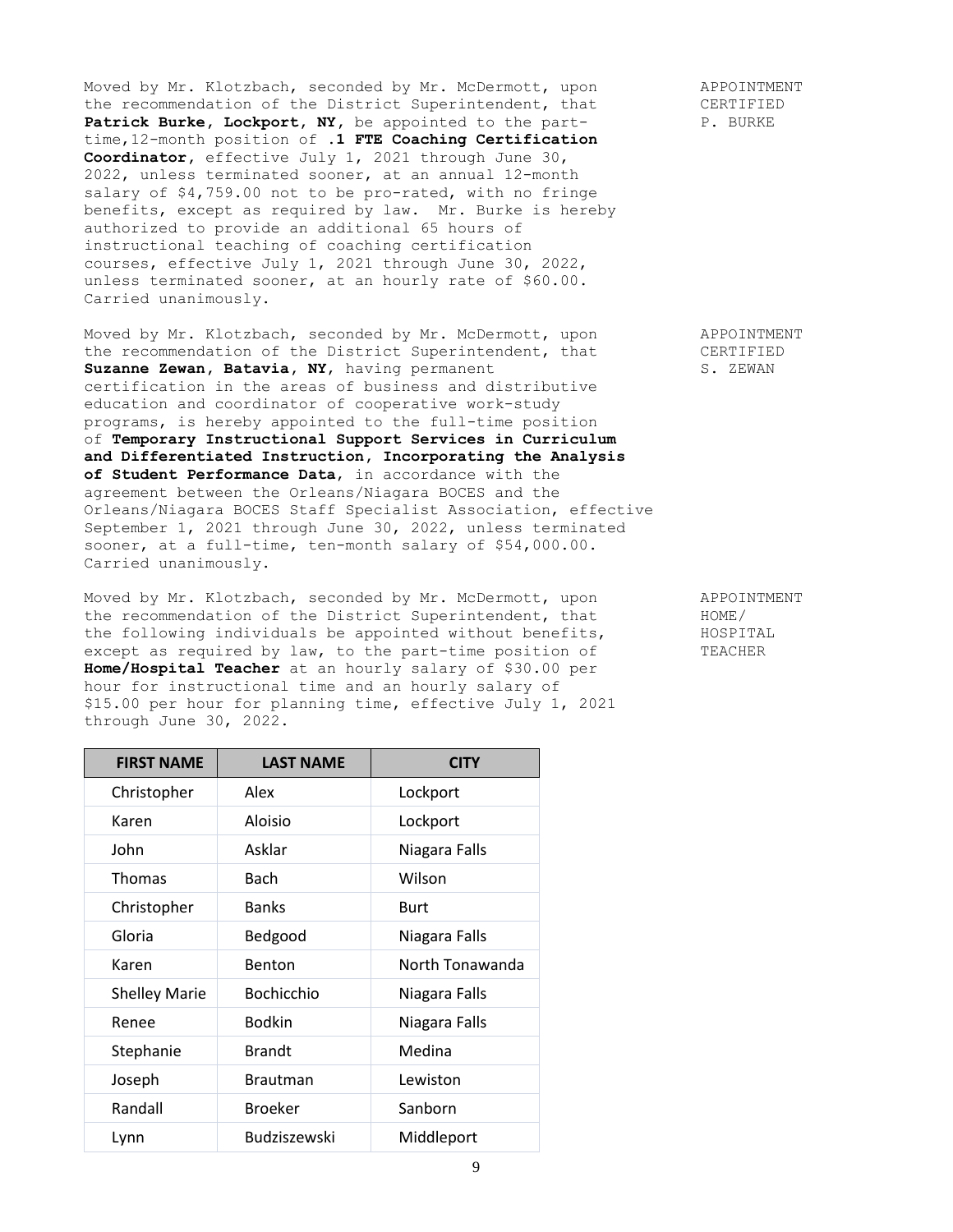Moved by Mr. Klotzbach, seconded by Mr. McDermott, upon the recommendation of the District Superintendent, that **Patrick Burke, Lockport, NY**, be appointed to the part-time,12-month position of **.1 FTE Coaching Certification Coordinator**, effective July 1, 2021 through June 30, 2022, unless terminated sooner, at an annual 12-month salary of $4,759.00 not to be pro-rated, with no fringe benefits, except as required by law. Mr. Burke is hereby authorized to provide an additional 65 hours of instructional teaching of coaching certification courses, effective July 1, 2021 through June 30, 2022, unless terminated sooner, at an hourly rate of $60.00. Carried unanimously.

APPOINTMENT CERTIFIED P. BURKE

Moved by Mr. Klotzbach, seconded by Mr. McDermott, upon the recommendation of the District Superintendent, that **Suzanne Zewan, Batavia, NY**, having permanent certification in the areas of business and distributive education and coordinator of cooperative work-study programs, is hereby appointed to the full-time position of **Temporary Instructional Support Services in Curriculum and Differentiated Instruction, Incorporating the Analysis of Student Performance Data**, in accordance with the agreement between the Orleans/Niagara BOCES and the Orleans/Niagara BOCES Staff Specialist Association, effective September 1, 2021 through June 30, 2022, unless terminated sooner, at a full-time, ten-month salary of $54,000.00. Carried unanimously.

APPOINTMENT CERTIFIED S. ZEWAN

Moved by Mr. Klotzbach, seconded by Mr. McDermott, upon the recommendation of the District Superintendent, that the following individuals be appointed without benefits, except as required by law, to the part-time position of **Home/Hospital Teacher** at an hourly salary of $30.00 per hour for instructional time and an hourly salary of $15.00 per hour for planning time, effective July 1, 2021 through June 30, 2022.

APPOINTMENT HOME/ HOSPITAL TEACHER

| FIRST NAME | LAST NAME | CITY |
|---|---|---|
| Christopher | Alex | Lockport |
| Karen | Aloisio | Lockport |
| John | Asklar | Niagara Falls |
| Thomas | Bach | Wilson |
| Christopher | Banks | Burt |
| Gloria | Bedgood | Niagara Falls |
| Karen | Benton | North Tonawanda |
| Shelley Marie | Bochicchio | Niagara Falls |
| Renee | Bodkin | Niagara Falls |
| Stephanie | Brandt | Medina |
| Joseph | Brautman | Lewiston |
| Randall | Broeker | Sanborn |
| Lynn | Budziszewski | Middleport |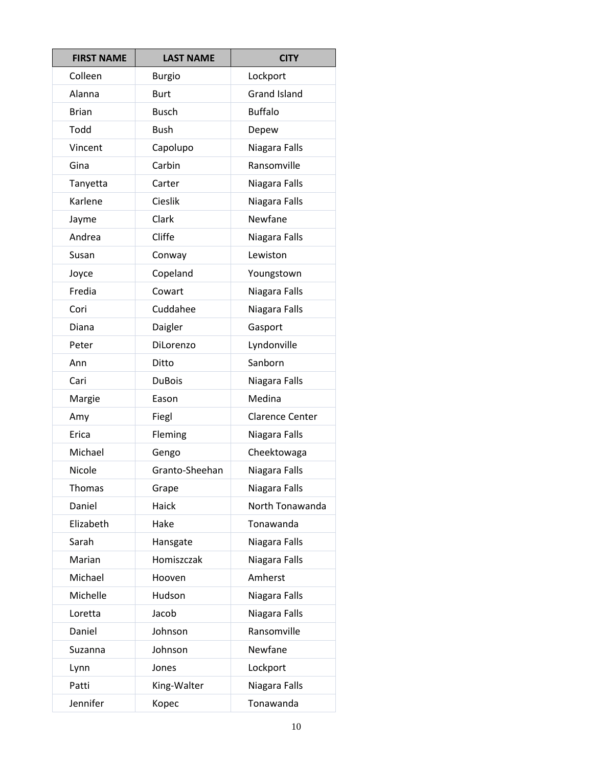| FIRST NAME | LAST NAME | CITY |
| --- | --- | --- |
| Colleen | Burgio | Lockport |
| Alanna | Burt | Grand Island |
| Brian | Busch | Buffalo |
| Todd | Bush | Depew |
| Vincent | Capolupo | Niagara Falls |
| Gina | Carbin | Ransomville |
| Tanyetta | Carter | Niagara Falls |
| Karlene | Cieslik | Niagara Falls |
| Jayme | Clark | Newfane |
| Andrea | Cliffe | Niagara Falls |
| Susan | Conway | Lewiston |
| Joyce | Copeland | Youngstown |
| Fredia | Cowart | Niagara Falls |
| Cori | Cuddahee | Niagara Falls |
| Diana | Daigler | Gasport |
| Peter | DiLorenzo | Lyndonville |
| Ann | Ditto | Sanborn |
| Cari | DuBois | Niagara Falls |
| Margie | Eason | Medina |
| Amy | Fiegl | Clarence Center |
| Erica | Fleming | Niagara Falls |
| Michael | Gengo | Cheektowaga |
| Nicole | Granto-Sheehan | Niagara Falls |
| Thomas | Grape | Niagara Falls |
| Daniel | Haick | North Tonawanda |
| Elizabeth | Hake | Tonawanda |
| Sarah | Hansgate | Niagara Falls |
| Marian | Homiszczak | Niagara Falls |
| Michael | Hooven | Amherst |
| Michelle | Hudson | Niagara Falls |
| Loretta | Jacob | Niagara Falls |
| Daniel | Johnson | Ransomville |
| Suzanna | Johnson | Newfane |
| Lynn | Jones | Lockport |
| Patti | King-Walter | Niagara Falls |
| Jennifer | Kopec | Tonawanda |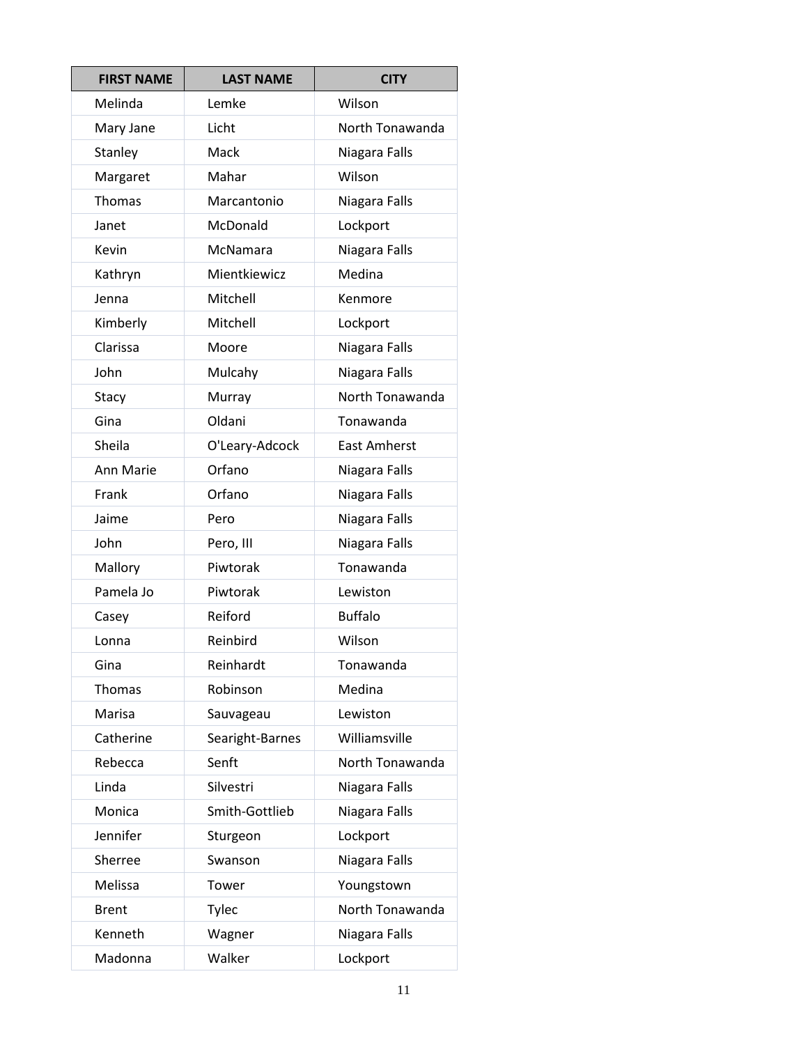| FIRST NAME | LAST NAME | CITY |
|---|---|---|
| Melinda | Lemke | Wilson |
| Mary Jane | Licht | North Tonawanda |
| Stanley | Mack | Niagara Falls |
| Margaret | Mahar | Wilson |
| Thomas | Marcantonio | Niagara Falls |
| Janet | McDonald | Lockport |
| Kevin | McNamara | Niagara Falls |
| Kathryn | Mientkiewicz | Medina |
| Jenna | Mitchell | Kenmore |
| Kimberly | Mitchell | Lockport |
| Clarissa | Moore | Niagara Falls |
| John | Mulcahy | Niagara Falls |
| Stacy | Murray | North Tonawanda |
| Gina | Oldani | Tonawanda |
| Sheila | O'Leary-Adcock | East Amherst |
| Ann Marie | Orfano | Niagara Falls |
| Frank | Orfano | Niagara Falls |
| Jaime | Pero | Niagara Falls |
| John | Pero, III | Niagara Falls |
| Mallory | Piwtorak | Tonawanda |
| Pamela Jo | Piwtorak | Lewiston |
| Casey | Reiford | Buffalo |
| Lonna | Reinbird | Wilson |
| Gina | Reinhardt | Tonawanda |
| Thomas | Robinson | Medina |
| Marisa | Sauvageau | Lewiston |
| Catherine | Searight-Barnes | Williamsville |
| Rebecca | Senft | North Tonawanda |
| Linda | Silvestri | Niagara Falls |
| Monica | Smith-Gottlieb | Niagara Falls |
| Jennifer | Sturgeon | Lockport |
| Sherree | Swanson | Niagara Falls |
| Melissa | Tower | Youngstown |
| Brent | Tylec | North Tonawanda |
| Kenneth | Wagner | Niagara Falls |
| Madonna | Walker | Lockport |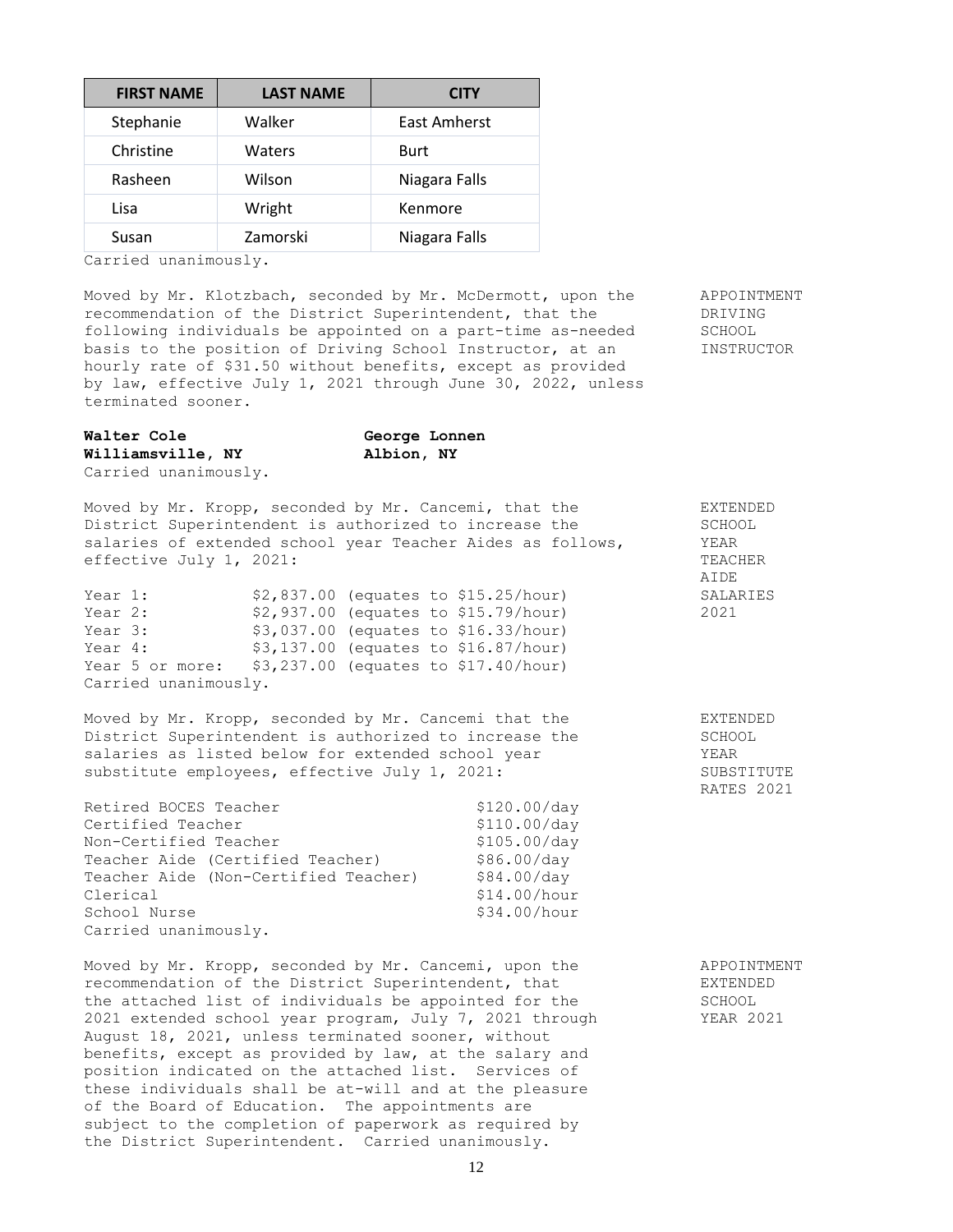| FIRST NAME | LAST NAME | CITY |
|---|---|---|
| Stephanie | Walker | East Amherst |
| Christine | Waters | Burt |
| Rasheen | Wilson | Niagara Falls |
| Lisa | Wright | Kenmore |
| Susan | Zamorski | Niagara Falls |

Carried unanimously.

**APPOINTMENT DRIVING SCHOOL INSTRUCTOR**

Moved by Mr. Klotzbach, seconded by Mr. McDermott, upon the recommendation of the District Superintendent, that the following individuals be appointed on a part-time as-needed basis to the position of Driving School Instructor, at an hourly rate of $31.50 without benefits, except as provided by law, effective July 1, 2021 through June 30, 2022, unless terminated sooner.

| | |
|---|---|
| **Walter Cole** | **George Lonnen** |
| **Williamsville, NY** | **Albion, NY** |

Carried unanimously.

**EXTENDED SCHOOL YEAR TEACHER AIDE SALARIES 2021**

Moved by Mr. Kropp, seconded by Mr. Cancemi, that the District Superintendent is authorized to increase the salaries of extended school year Teacher Aides as follows, effective July 1, 2021:

| | |
|---|---|
| Year 1: | $2,837.00 (equates to $15.25/hour) |
| Year 2: | $2,937.00 (equates to $15.79/hour) |
| Year 3: | $3,037.00 (equates to $16.33/hour) |
| Year 4: | $3,137.00 (equates to $16.87/hour) |
| Year 5 or more: | $3,237.00 (equates to $17.40/hour) |

Carried unanimously.

**EXTENDED SCHOOL YEAR SUBSTITUTE RATES 2021**

Moved by Mr. Kropp, seconded by Mr. Cancemi that the District Superintendent is authorized to increase the salaries as listed below for extended school year substitute employees, effective July 1, 2021:

| | |
|---|---|
| Retired BOCES Teacher | $120.00/day |
| Certified Teacher | $110.00/day |
| Non-Certified Teacher | $105.00/day |
| Teacher Aide (Certified Teacher) | $86.00/day |
| Teacher Aide (Non-Certified Teacher) | $84.00/day |
| Clerical | $14.00/hour |
| School Nurse | $34.00/hour |

Carried unanimously.

**APPOINTMENT EXTENDED SCHOOL YEAR 2021**

Moved by Mr. Kropp, seconded by Mr. Cancemi, upon the recommendation of the District Superintendent, that the attached list of individuals be appointed for the 2021 extended school year program, July 7, 2021 through August 18, 2021, unless terminated sooner, without benefits, except as provided by law, at the salary and position indicated on the attached list. Services of these individuals shall be at-will and at the pleasure of the Board of Education. The appointments are subject to the completion of paperwork as required by the District Superintendent. Carried unanimously.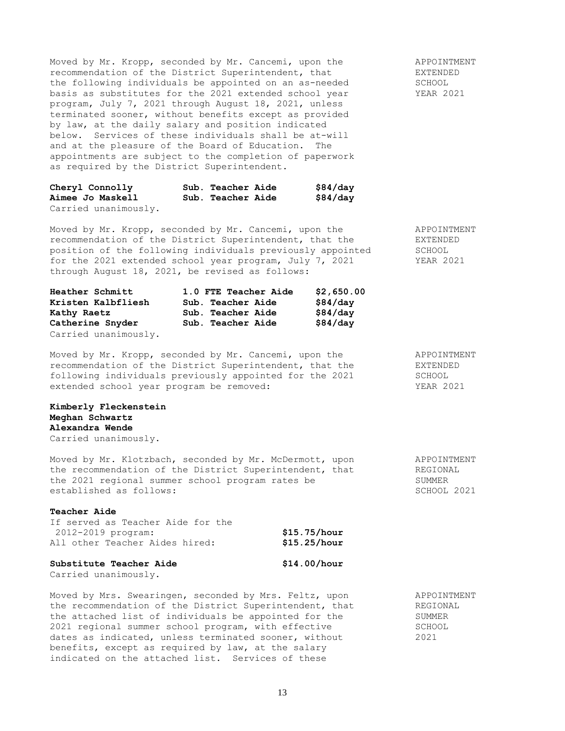Moved by Mr. Kropp, seconded by Mr. Cancemi, upon the recommendation of the District Superintendent, that the following individuals be appointed on an as-needed basis as substitutes for the 2021 extended school year program, July 7, 2021 through August 18, 2021, unless terminated sooner, without benefits except as provided by law, at the daily salary and position indicated below. Services of these individuals shall be at-will and at the pleasure of the Board of Education. The appointments are subject to the completion of paperwork as required by the District Superintendent.

APPOINTMENT EXTENDED SCHOOL YEAR 2021

| | | |
|---|---|---|
| **Cheryl Connolly** | **Sub. Teacher Aide** | **$84/day** |
| **Aimee Jo Maskell** | **Sub. Teacher Aide** | **$84/day** |

Carried unanimously.

Moved by Mr. Kropp, seconded by Mr. Cancemi, upon the recommendation of the District Superintendent, that the position of the following individuals previously appointed for the 2021 extended school year program, July 7, 2021 through August 18, 2021, be revised as follows:

APPOINTMENT EXTENDED SCHOOL YEAR 2021

| | | |
|---|---|---|
| **Heather Schmitt** | **1.0 FTE Teacher Aide** | **$2,650.00** |
| **Kristen Kalbfliesh** | **Sub. Teacher Aide** | **$84/day** |
| **Kathy Raetz** | **Sub. Teacher Aide** | **$84/day** |
| **Catherine Snyder** | **Sub. Teacher Aide** | **$84/day** |

Carried unanimously.

Moved by Mr. Kropp, seconded by Mr. Cancemi, upon the recommendation of the District Superintendent, that the following individuals previously appointed for the 2021 extended school year program be removed:

APPOINTMENT EXTENDED SCHOOL YEAR 2021

**Kimberly Fleckenstein**
**Meghan Schwartz**
**Alexandra Wende**

Carried unanimously.

Moved by Mr. Klotzbach, seconded by Mr. McDermott, upon the recommendation of the District Superintendent, that the 2021 regional summer school program rates be established as follows:

APPOINTMENT REGIONAL SUMMER SCHOOL 2021

**Teacher Aide**

| | |
|---|---|
| If served as Teacher Aide for the 2012-2019 program: | **$15.75/hour** |
| All other Teacher Aides hired: | **$15.25/hour** |
| **Substitute Teacher Aide** | **$14.00/hour** |

Carried unanimously.

Moved by Mrs. Swearingen, seconded by Mrs. Feltz, upon the recommendation of the District Superintendent, that the attached list of individuals be appointed for the 2021 regional summer school program, with effective dates as indicated, unless terminated sooner, without benefits, except as required by law, at the salary indicated on the attached list. Services of these

APPOINTMENT REGIONAL SUMMER SCHOOL 2021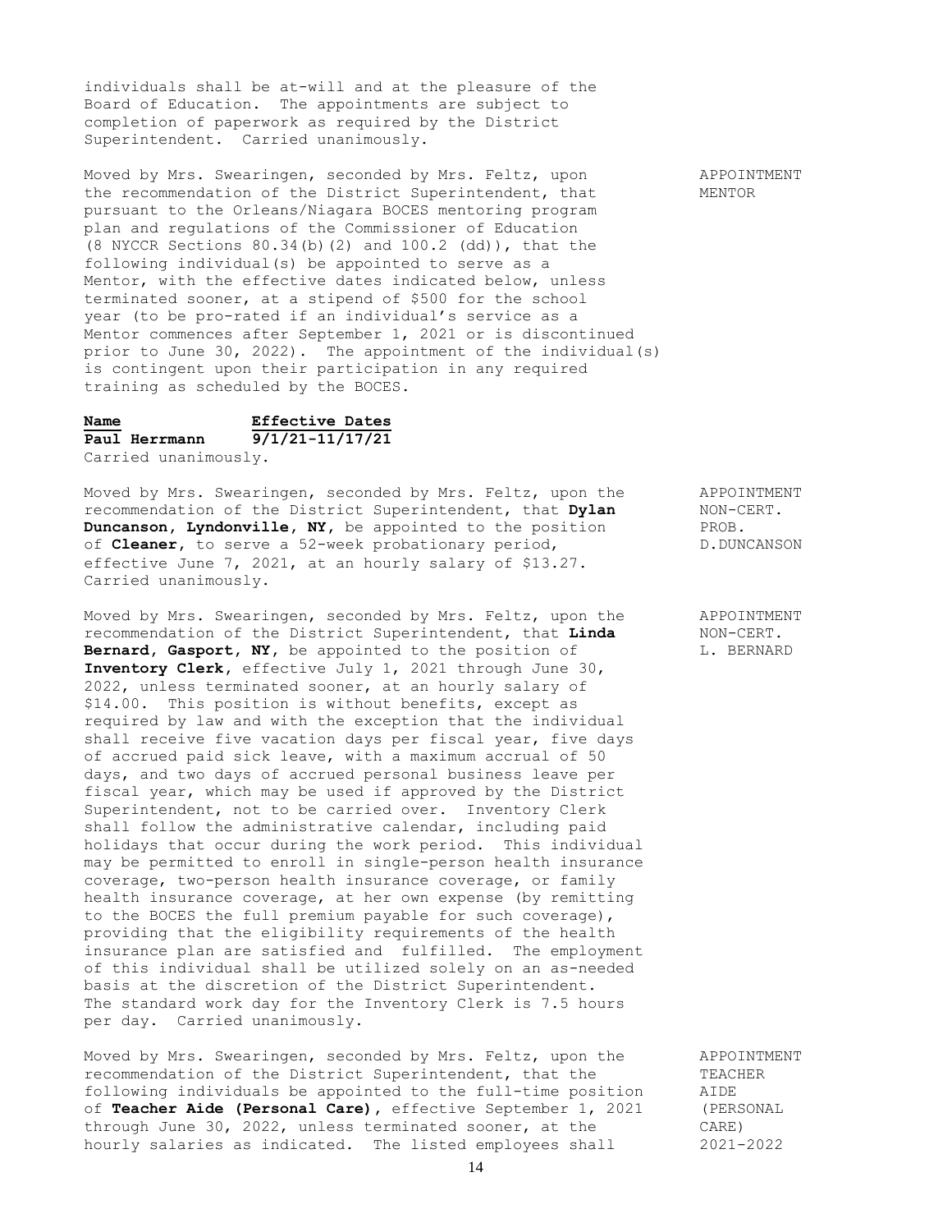individuals shall be at-will and at the pleasure of the Board of Education. The appointments are subject to completion of paperwork as required by the District Superintendent. Carried unanimously.

APPOINTMENT MENTOR

Moved by Mrs. Swearingen, seconded by Mrs. Feltz, upon the recommendation of the District Superintendent, that pursuant to the Orleans/Niagara BOCES mentoring program plan and regulations of the Commissioner of Education (8 NYCCR Sections 80.34(b)(2) and 100.2 (dd)), that the following individual(s) be appointed to serve as a Mentor, with the effective dates indicated below, unless terminated sooner, at a stipend of $500 for the school year (to be pro-rated if an individual's service as a Mentor commences after September 1, 2021 or is discontinued prior to June 30, 2022). The appointment of the individual(s) is contingent upon their participation in any required training as scheduled by the BOCES.

| Name | Effective Dates |
|---|---|
| **Paul Herrmann** | **9/1/21-11/17/21** |

Carried unanimously.

APPOINTMENT NON-CERT. PROB. D.DUNCANSON

Moved by Mrs. Swearingen, seconded by Mrs. Feltz, upon the recommendation of the District Superintendent, that **Dylan Duncanson, Lyndonville, NY,** be appointed to the position of **Cleaner,** to serve a 52-week probationary period, effective June 7, 2021, at an hourly salary of $13.27. Carried unanimously.

APPOINTMENT NON-CERT. L. BERNARD

Moved by Mrs. Swearingen, seconded by Mrs. Feltz, upon the recommendation of the District Superintendent, that **Linda Bernard, Gasport, NY,** be appointed to the position of **Inventory Clerk,** effective July 1, 2021 through June 30, 2022, unless terminated sooner, at an hourly salary of $14.00. This position is without benefits, except as required by law and with the exception that the individual shall receive five vacation days per fiscal year, five days of accrued paid sick leave, with a maximum accrual of 50 days, and two days of accrued personal business leave per fiscal year, which may be used if approved by the District Superintendent, not to be carried over. Inventory Clerk shall follow the administrative calendar, including paid holidays that occur during the work period. This individual may be permitted to enroll in single-person health insurance coverage, two-person health insurance coverage, or family health insurance coverage, at her own expense (by remitting to the BOCES the full premium payable for such coverage), providing that the eligibility requirements of the health insurance plan are satisfied and fulfilled. The employment of this individual shall be utilized solely on an as-needed basis at the discretion of the District Superintendent. The standard work day for the Inventory Clerk is 7.5 hours per day. Carried unanimously.

APPOINTMENT TEACHER AIDE (PERSONAL CARE) 2021-2022

Moved by Mrs. Swearingen, seconded by Mrs. Feltz, upon the recommendation of the District Superintendent, that the following individuals be appointed to the full-time position of **Teacher Aide (Personal Care),** effective September 1, 2021 through June 30, 2022, unless terminated sooner, at the hourly salaries as indicated. The listed employees shall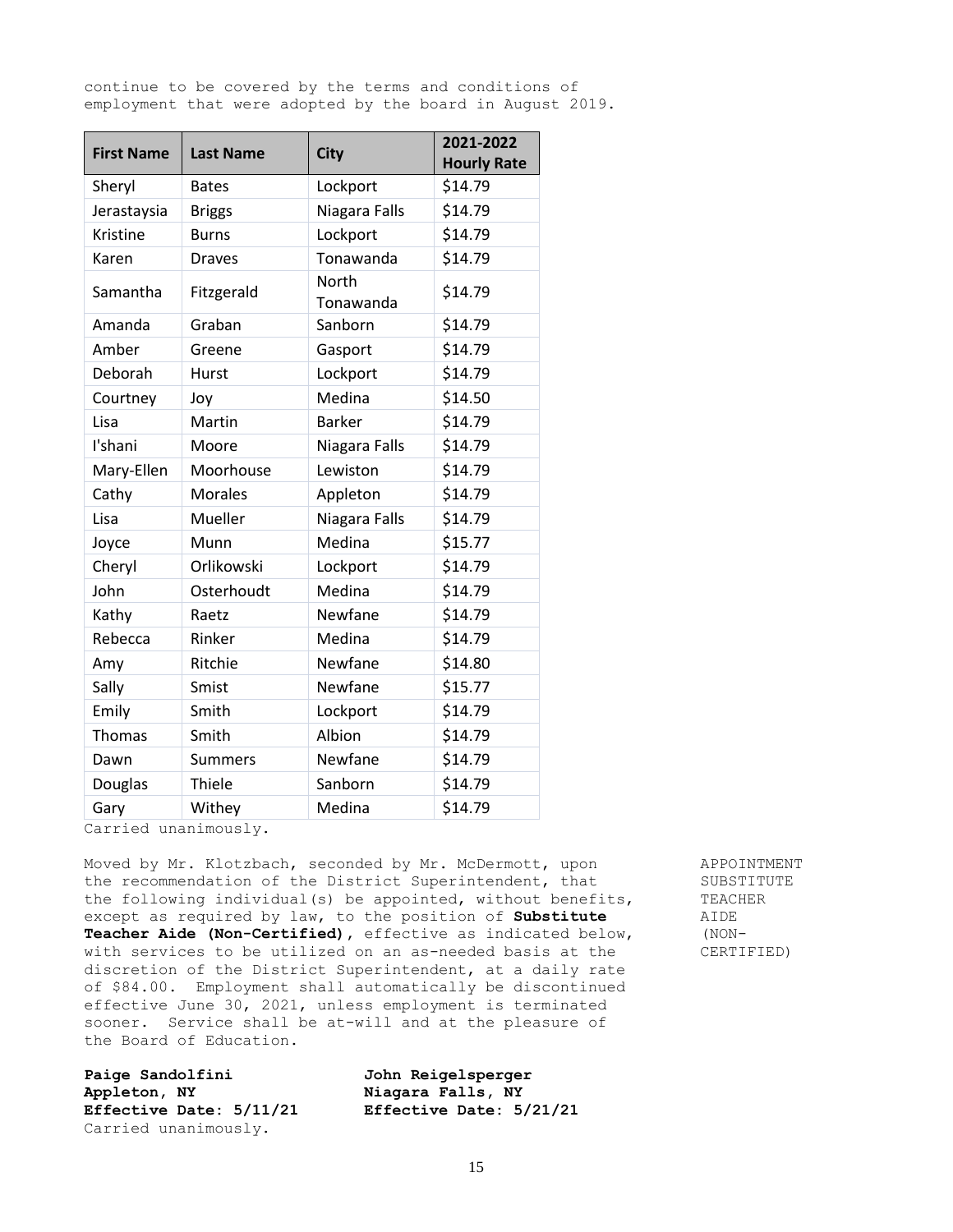continue to be covered by the terms and conditions of employment that were adopted by the board in August 2019.

| First Name | Last Name | City | 2021-2022 Hourly Rate |
|---|---|---|---|
| Sheryl | Bates | Lockport | $14.79 |
| Jerastaysia | Briggs | Niagara Falls | $14.79 |
| Kristine | Burns | Lockport | $14.79 |
| Karen | Draves | Tonawanda | $14.79 |
| Samantha | Fitzgerald | North Tonawanda | $14.79 |
| Amanda | Graban | Sanborn | $14.79 |
| Amber | Greene | Gasport | $14.79 |
| Deborah | Hurst | Lockport | $14.79 |
| Courtney | Joy | Medina | $14.50 |
| Lisa | Martin | Barker | $14.79 |
| I'shani | Moore | Niagara Falls | $14.79 |
| Mary-Ellen | Moorhouse | Lewiston | $14.79 |
| Cathy | Morales | Appleton | $14.79 |
| Lisa | Mueller | Niagara Falls | $14.79 |
| Joyce | Munn | Medina | $15.77 |
| Cheryl | Orlikowski | Lockport | $14.79 |
| John | Osterhoudt | Medina | $14.79 |
| Kathy | Raetz | Newfane | $14.79 |
| Rebecca | Rinker | Medina | $14.79 |
| Amy | Ritchie | Newfane | $14.80 |
| Sally | Smist | Newfane | $15.77 |
| Emily | Smith | Lockport | $14.79 |
| Thomas | Smith | Albion | $14.79 |
| Dawn | Summers | Newfane | $14.79 |
| Douglas | Thiele | Sanborn | $14.79 |
| Gary | Withey | Medina | $14.79 |

Carried unanimously.

APPOINTMENT SUBSTITUTE TEACHER AIDE (NON-CERTIFIED)

Moved by Mr. Klotzbach, seconded by Mr. McDermott, upon the recommendation of the District Superintendent, that the following individual(s) be appointed, without benefits, except as required by law, to the position of **Substitute Teacher Aide (Non-Certified)**, effective as indicated below, with services to be utilized on an as-needed basis at the discretion of the District Superintendent, at a daily rate of $84.00. Employment shall automatically be discontinued effective June 30, 2021, unless employment is terminated sooner. Service shall be at-will and at the pleasure of the Board of Education.

**Paige Sandolfini**
**Appleton, NY**
**Effective Date: 5/11/21**

**John Reigelsperger**
**Niagara Falls, NY**
**Effective Date: 5/21/21**

Carried unanimously.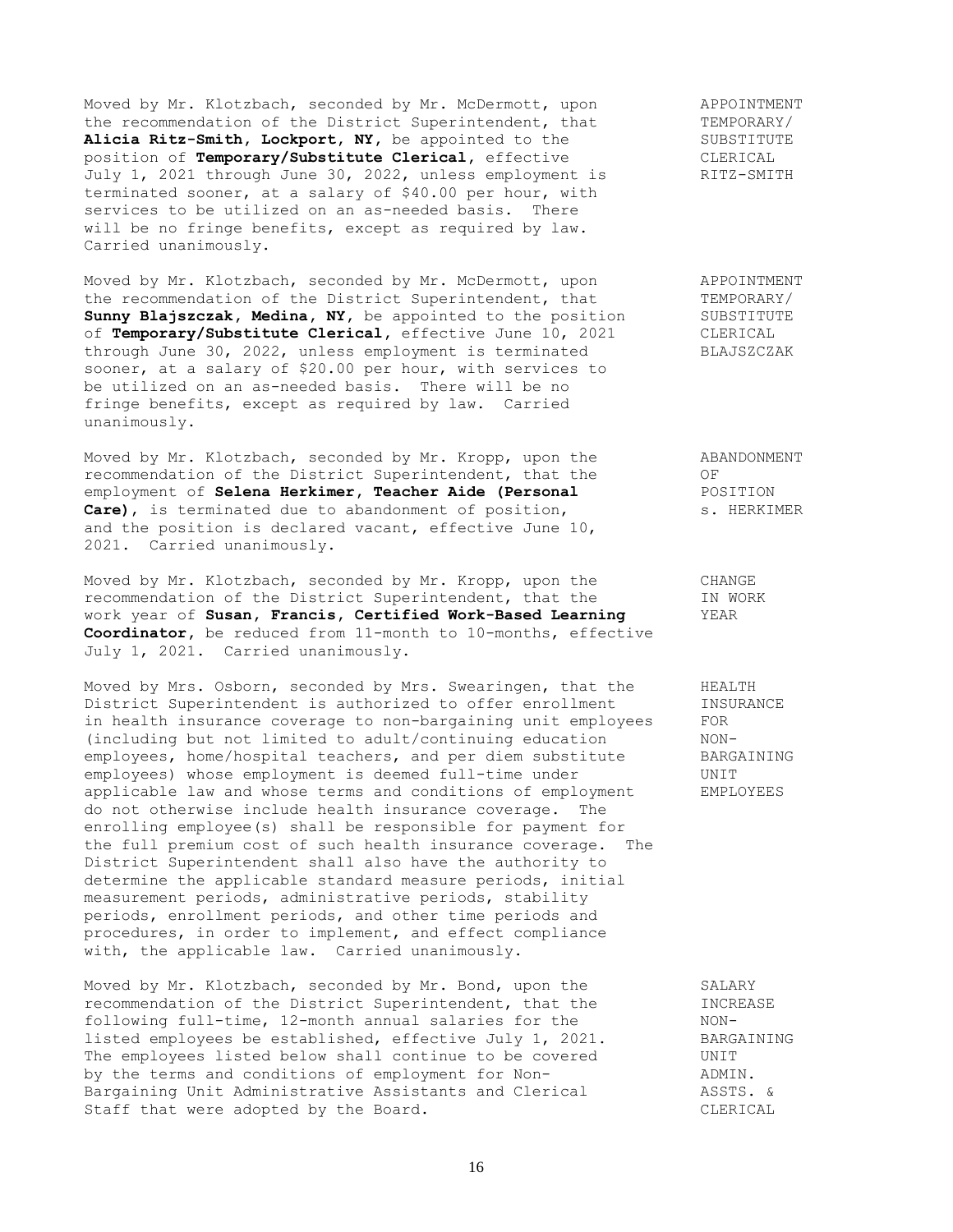Moved by Mr. Klotzbach, seconded by Mr. McDermott, upon the recommendation of the District Superintendent, that **Alicia Ritz-Smith, Lockport, NY,** be appointed to the position of **Temporary/Substitute Clerical,** effective July 1, 2021 through June 30, 2022, unless employment is terminated sooner, at a salary of $40.00 per hour, with services to be utilized on an as-needed basis. There will be no fringe benefits, except as required by law. Carried unanimously.

APPOINTMENT TEMPORARY/ SUBSTITUTE CLERICAL RITZ-SMITH

Moved by Mr. Klotzbach, seconded by Mr. McDermott, upon the recommendation of the District Superintendent, that **Sunny Blajszczak, Medina, NY,** be appointed to the position of **Temporary/Substitute Clerical,** effective June 10, 2021 through June 30, 2022, unless employment is terminated sooner, at a salary of $20.00 per hour, with services to be utilized on an as-needed basis. There will be no fringe benefits, except as required by law. Carried unanimously.

APPOINTMENT TEMPORARY/ SUBSTITUTE CLERICAL BLAJSZCZAK

Moved by Mr. Klotzbach, seconded by Mr. Kropp, upon the recommendation of the District Superintendent, that the employment of **Selena Herkimer, Teacher Aide (Personal Care),** is terminated due to abandonment of position, and the position is declared vacant, effective June 10, 2021. Carried unanimously.

ABANDONMENT OF POSITION s. HERKIMER

Moved by Mr. Klotzbach, seconded by Mr. Kropp, upon the recommendation of the District Superintendent, that the work year of **Susan, Francis, Certified Work-Based Learning Coordinator,** be reduced from 11-month to 10-months, effective July 1, 2021. Carried unanimously.

CHANGE IN WORK YEAR

Moved by Mrs. Osborn, seconded by Mrs. Swearingen, that the District Superintendent is authorized to offer enrollment in health insurance coverage to non-bargaining unit employees (including but not limited to adult/continuing education employees, home/hospital teachers, and per diem substitute employees) whose employment is deemed full-time under applicable law and whose terms and conditions of employment do not otherwise include health insurance coverage. The enrolling employee(s) shall be responsible for payment for the full premium cost of such health insurance coverage. The District Superintendent shall also have the authority to determine the applicable standard measure periods, initial measurement periods, administrative periods, stability periods, enrollment periods, and other time periods and procedures, in order to implement, and effect compliance with, the applicable law. Carried unanimously.

HEALTH INSURANCE FOR NON-BARGAINING UNIT EMPLOYEES

Moved by Mr. Klotzbach, seconded by Mr. Bond, upon the recommendation of the District Superintendent, that the following full-time, 12-month annual salaries for the listed employees be established, effective July 1, 2021. The employees listed below shall continue to be covered by the terms and conditions of employment for Non-Bargaining Unit Administrative Assistants and Clerical Staff that were adopted by the Board.

SALARY INCREASE NON-BARGAINING UNIT ADMIN. ASSTS. & CLERICAL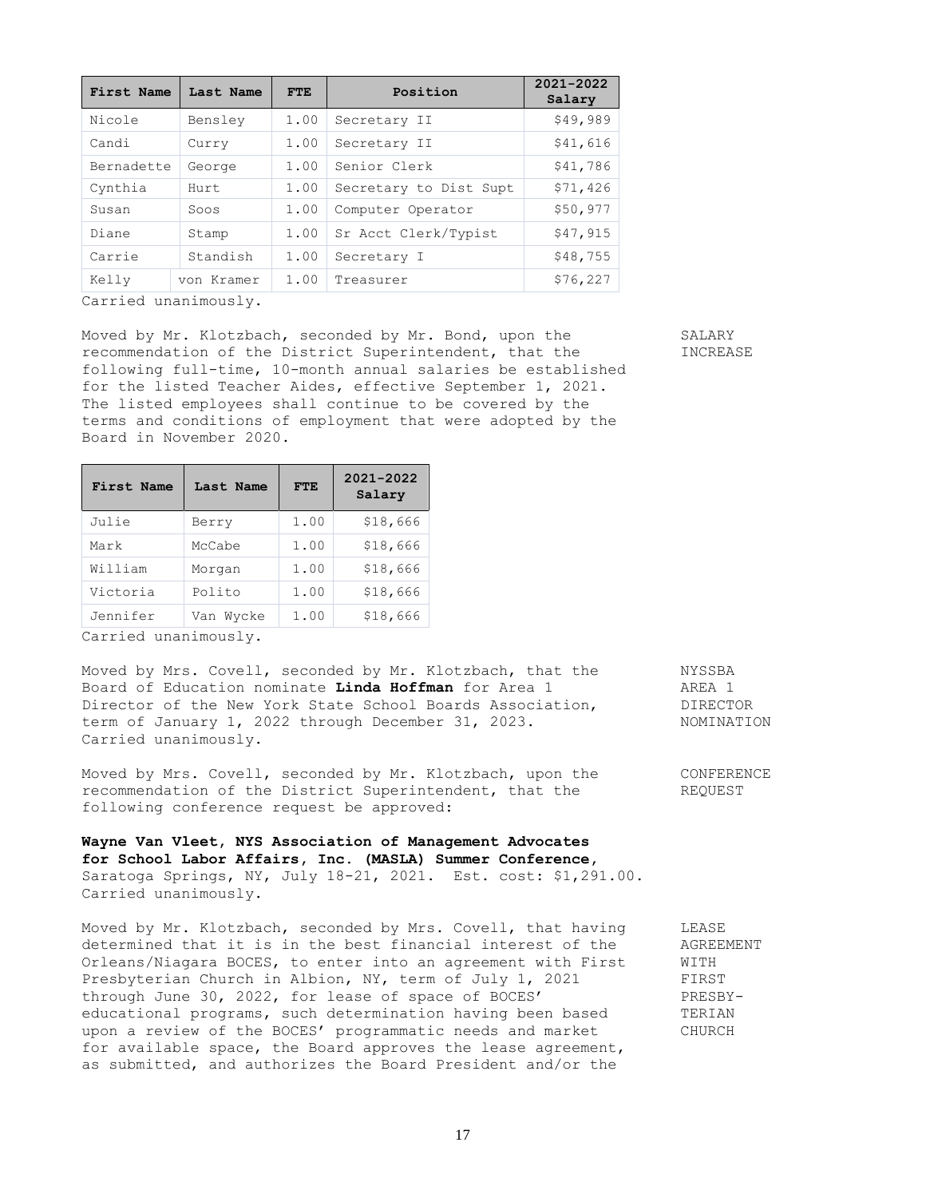| First Name | Last Name | FTE | Position | 2021-2022 Salary |
|---|---|---|---|---|
| Nicole | Bensley | 1.00 | Secretary II | $49,989 |
| Candi | Curry | 1.00 | Secretary II | $41,616 |
| Bernadette | George | 1.00 | Senior Clerk | $41,786 |
| Cynthia | Hurt | 1.00 | Secretary to Dist Supt | $71,426 |
| Susan | Soos | 1.00 | Computer Operator | $50,977 |
| Diane | Stamp | 1.00 | Sr Acct Clerk/Typist | $47,915 |
| Carrie | Standish | 1.00 | Secretary I | $48,755 |
| Kelly | von Kramer | 1.00 | Treasurer | $76,227 |

Carried unanimously.

SALARY INCREASE

Moved by Mr. Klotzbach, seconded by Mr. Bond, upon the recommendation of the District Superintendent, that the following full-time, 10-month annual salaries be established for the listed Teacher Aides, effective September 1, 2021. The listed employees shall continue to be covered by the terms and conditions of employment that were adopted by the Board in November 2020.

| First Name | Last Name | FTE | 2021-2022 Salary |
|---|---|---|---|
| Julie | Berry | 1.00 | $18,666 |
| Mark | McCabe | 1.00 | $18,666 |
| William | Morgan | 1.00 | $18,666 |
| Victoria | Polito | 1.00 | $18,666 |
| Jennifer | Van Wycke | 1.00 | $18,666 |

Carried unanimously.

NYSSBA AREA 1 DIRECTOR NOMINATION

Moved by Mrs. Covell, seconded by Mr. Klotzbach, that the Board of Education nominate **Linda Hoffman** for Area 1 Director of the New York State School Boards Association, term of January 1, 2022 through December 31, 2023. Carried unanimously.

CONFERENCE REQUEST

Moved by Mrs. Covell, seconded by Mr. Klotzbach, upon the recommendation of the District Superintendent, that the following conference request be approved:

**Wayne Van Vleet, NYS Association of Management Advocates for School Labor Affairs, Inc. (MASLA) Summer Conference,** Saratoga Springs, NY, July 18-21, 2021. Est. cost: $1,291.00. Carried unanimously.

LEASE AGREEMENT WITH FIRST PRESBYTERIAN CHURCH

Moved by Mr. Klotzbach, seconded by Mrs. Covell, that having determined that it is in the best financial interest of the Orleans/Niagara BOCES, to enter into an agreement with First Presbyterian Church in Albion, NY, term of July 1, 2021 through June 30, 2022, for lease of space of BOCES' educational programs, such determination having been based upon a review of the BOCES' programmatic needs and market for available space, the Board approves the lease agreement, as submitted, and authorizes the Board President and/or the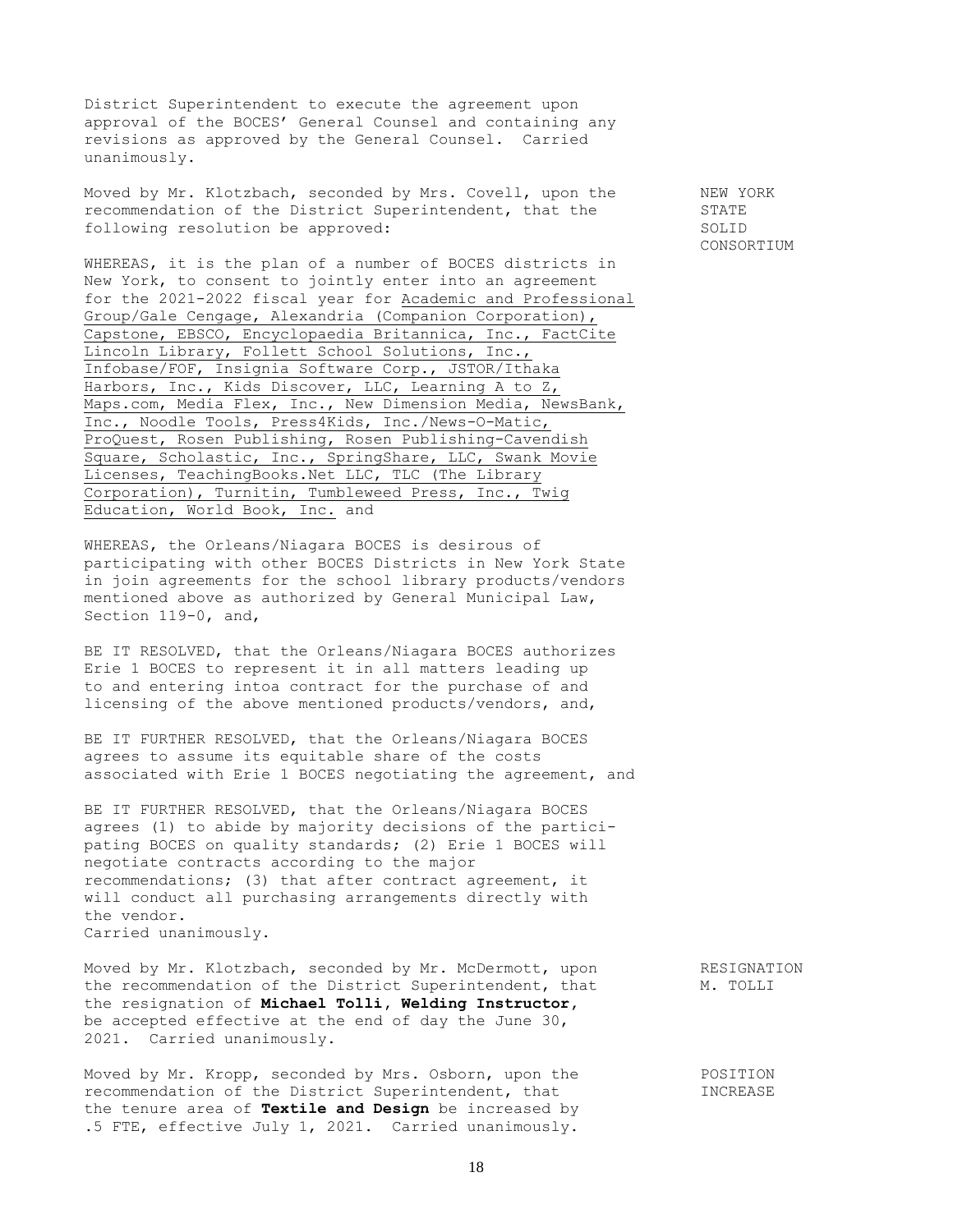District Superintendent to execute the agreement upon approval of the BOCES' General Counsel and containing any revisions as approved by the General Counsel. Carried unanimously.

**NEW YORK STATE SOLID CONSORTIUM**

Moved by Mr. Klotzbach, seconded by Mrs. Covell, upon the recommendation of the District Superintendent, that the following resolution be approved:

WHEREAS, it is the plan of a number of BOCES districts in New York, to consent to jointly enter into an agreement for the 2021-2022 fiscal year for <u>Academic and Professional Group/Gale Cengage, Alexandria (Companion Corporation), Capstone, EBSCO, Encyclopaedia Britannica, Inc., FactCite Lincoln Library, Follett School Solutions, Inc., Infobase/FOF, Insignia Software Corp., JSTOR/Ithaka Harbors, Inc., Kids Discover, LLC, Learning A to Z, Maps.com, Media Flex, Inc., New Dimension Media, NewsBank, Inc., Noodle Tools, Press4Kids, Inc./News-O-Matic, ProQuest, Rosen Publishing, Rosen Publishing-Cavendish Square, Scholastic, Inc., SpringShare, LLC, Swank Movie Licenses, TeachingBooks.Net LLC, TLC (The Library Corporation), Turnitin, Tumbleweed Press, Inc., Twig Education, World Book, Inc.</u> and

WHEREAS, the Orleans/Niagara BOCES is desirous of participating with other BOCES Districts in New York State in join agreements for the school library products/vendors mentioned above as authorized by General Municipal Law, Section 119-0, and,

BE IT RESOLVED, that the Orleans/Niagara BOCES authorizes Erie 1 BOCES to represent it in all matters leading up to and entering intoa contract for the purchase of and licensing of the above mentioned products/vendors, and,

BE IT FURTHER RESOLVED, that the Orleans/Niagara BOCES agrees to assume its equitable share of the costs associated with Erie 1 BOCES negotiating the agreement, and

BE IT FURTHER RESOLVED, that the Orleans/Niagara BOCES agrees (1) to abide by majority decisions of the participating BOCES on quality standards; (2) Erie 1 BOCES will negotiate contracts according to the major recommendations; (3) that after contract agreement, it will conduct all purchasing arrangements directly with the vendor.
Carried unanimously.

**RESIGNATION M. TOLLI**

Moved by Mr. Klotzbach, seconded by Mr. McDermott, upon the recommendation of the District Superintendent, that the resignation of **Michael Tolli, Welding Instructor**, be accepted effective at the end of day the June 30, 2021. Carried unanimously.

**POSITION INCREASE**

Moved by Mr. Kropp, seconded by Mrs. Osborn, upon the recommendation of the District Superintendent, that the tenure area of **Textile and Design** be increased by .5 FTE, effective July 1, 2021. Carried unanimously.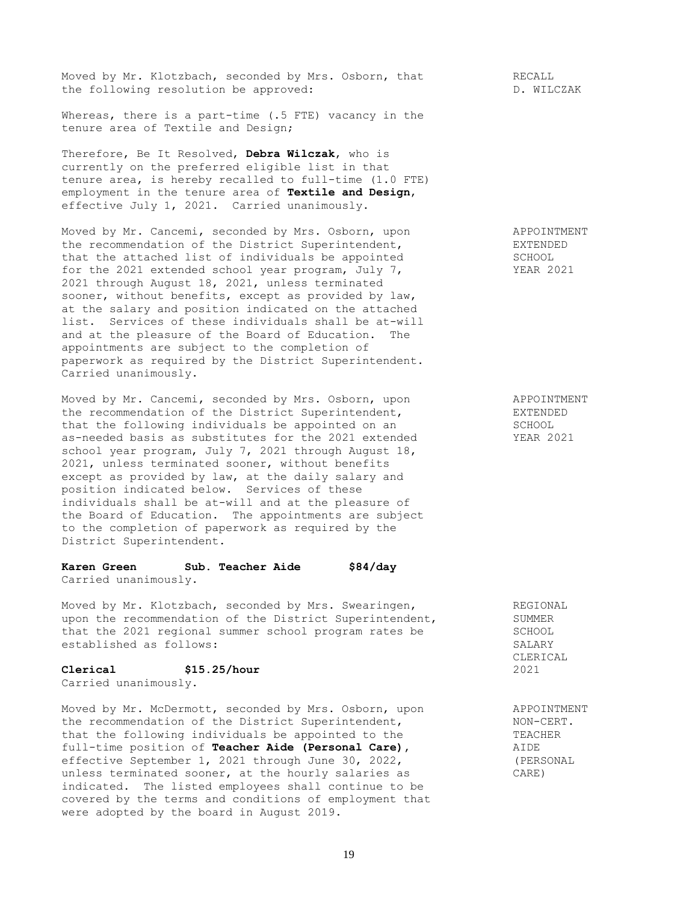Moved by Mr. Klotzbach, seconded by Mrs. Osborn, that the following resolution be approved:

RECALL
D. WILCZAK

Whereas, there is a part-time (.5 FTE) vacancy in the tenure area of Textile and Design;

Therefore, Be It Resolved, **Debra Wilczak**, who is currently on the preferred eligible list in that tenure area, is hereby recalled to full-time (1.0 FTE) employment in the tenure area of **Textile and Design**, effective July 1, 2021. Carried unanimously.

Moved by Mr. Cancemi, seconded by Mrs. Osborn, upon the recommendation of the District Superintendent, that the attached list of individuals be appointed for the 2021 extended school year program, July 7, 2021 through August 18, 2021, unless terminated sooner, without benefits, except as provided by law, at the salary and position indicated on the attached list. Services of these individuals shall be at-will and at the pleasure of the Board of Education. The appointments are subject to the completion of paperwork as required by the District Superintendent. Carried unanimously.

APPOINTMENT
EXTENDED
SCHOOL
YEAR 2021

Moved by Mr. Cancemi, seconded by Mrs. Osborn, upon the recommendation of the District Superintendent, that the following individuals be appointed on an as-needed basis as substitutes for the 2021 extended school year program, July 7, 2021 through August 18, 2021, unless terminated sooner, without benefits except as provided by law, at the daily salary and position indicated below. Services of these individuals shall be at-will and at the pleasure of the Board of Education. The appointments are subject to the completion of paperwork as required by the District Superintendent.

APPOINTMENT
EXTENDED
SCHOOL
YEAR 2021

**Karen Green** **Sub. Teacher Aide** **$84/day**

Carried unanimously.

Moved by Mr. Klotzbach, seconded by Mrs. Swearingen, upon the recommendation of the District Superintendent, that the 2021 regional summer school program rates be established as follows:

REGIONAL
SUMMER
SCHOOL
SALARY
CLERICAL
2021

**Clerical** **$15.25/hour**

Carried unanimously.

Moved by Mr. McDermott, seconded by Mrs. Osborn, upon the recommendation of the District Superintendent, that the following individuals be appointed to the full-time position of **Teacher Aide (Personal Care)**, effective September 1, 2021 through June 30, 2022, unless terminated sooner, at the hourly salaries as indicated. The listed employees shall continue to be covered by the terms and conditions of employment that were adopted by the board in August 2019.

APPOINTMENT
NON-CERT.
TEACHER
AIDE
(PERSONAL
CARE)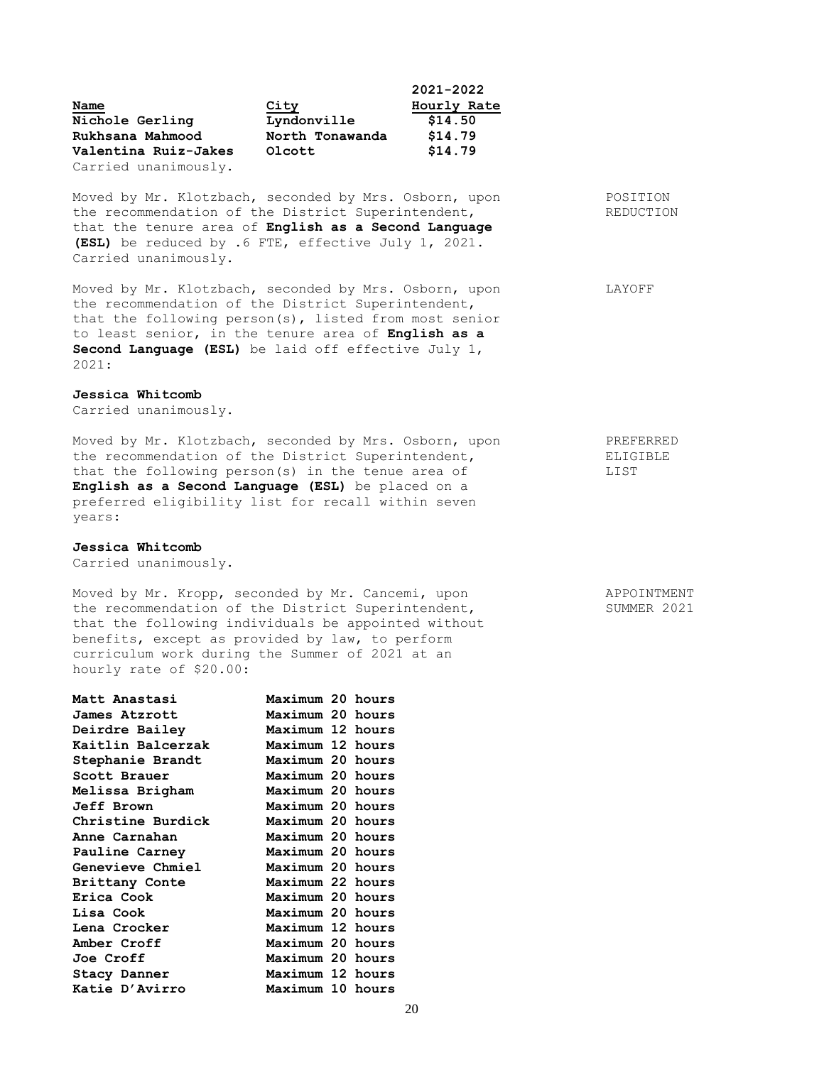| Name | City | 2021-2022 Hourly Rate |
|---|---|---|
| **Nichole Gerling** | **Lyndonville** | **$14.50** |
| **Rukhsana Mahmood** | **North Tonawanda** | **$14.79** |
| **Valentina Ruiz-Jakes** | **Olcott** | **$14.79** |

Carried unanimously.

POSITION REDUCTION

Moved by Mr. Klotzbach, seconded by Mrs. Osborn, upon the recommendation of the District Superintendent, that the tenure area of **English as a Second Language (ESL)** be reduced by .6 FTE, effective July 1, 2021. Carried unanimously.

LAYOFF

Moved by Mr. Klotzbach, seconded by Mrs. Osborn, upon the recommendation of the District Superintendent, that the following person(s), listed from most senior to least senior, in the tenure area of **English as a Second Language (ESL)** be laid off effective July 1, 2021:

**Jessica Whitcomb**

Carried unanimously.

PREFERRED ELIGIBLE LIST

Moved by Mr. Klotzbach, seconded by Mrs. Osborn, upon the recommendation of the District Superintendent, that the following person(s) in the tenue area of **English as a Second Language (ESL)** be placed on a preferred eligibility list for recall within seven years:

**Jessica Whitcomb**

Carried unanimously.

APPOINTMENT SUMMER 2021

Moved by Mr. Kropp, seconded by Mr. Cancemi, upon the recommendation of the District Superintendent, that the following individuals be appointed without benefits, except as provided by law, to perform curriculum work during the Summer of 2021 at an hourly rate of $20.00:

| | |
|---|---|
| **Matt Anastasi** | **Maximum 20 hours** |
| **James Atzrott** | **Maximum 20 hours** |
| **Deirdre Bailey** | **Maximum 12 hours** |
| **Kaitlin Balcerzak** | **Maximum 12 hours** |
| **Stephanie Brandt** | **Maximum 20 hours** |
| **Scott Brauer** | **Maximum 20 hours** |
| **Melissa Brigham** | **Maximum 20 hours** |
| **Jeff Brown** | **Maximum 20 hours** |
| **Christine Burdick** | **Maximum 20 hours** |
| **Anne Carnahan** | **Maximum 20 hours** |
| **Pauline Carney** | **Maximum 20 hours** |
| **Genevieve Chmiel** | **Maximum 20 hours** |
| **Brittany Conte** | **Maximum 22 hours** |
| **Erica Cook** | **Maximum 20 hours** |
| **Lisa Cook** | **Maximum 20 hours** |
| **Lena Crocker** | **Maximum 12 hours** |
| **Amber Croff** | **Maximum 20 hours** |
| **Joe Croff** | **Maximum 20 hours** |
| **Stacy Danner** | **Maximum 12 hours** |
| **Katie D'Avirro** | **Maximum 10 hours** |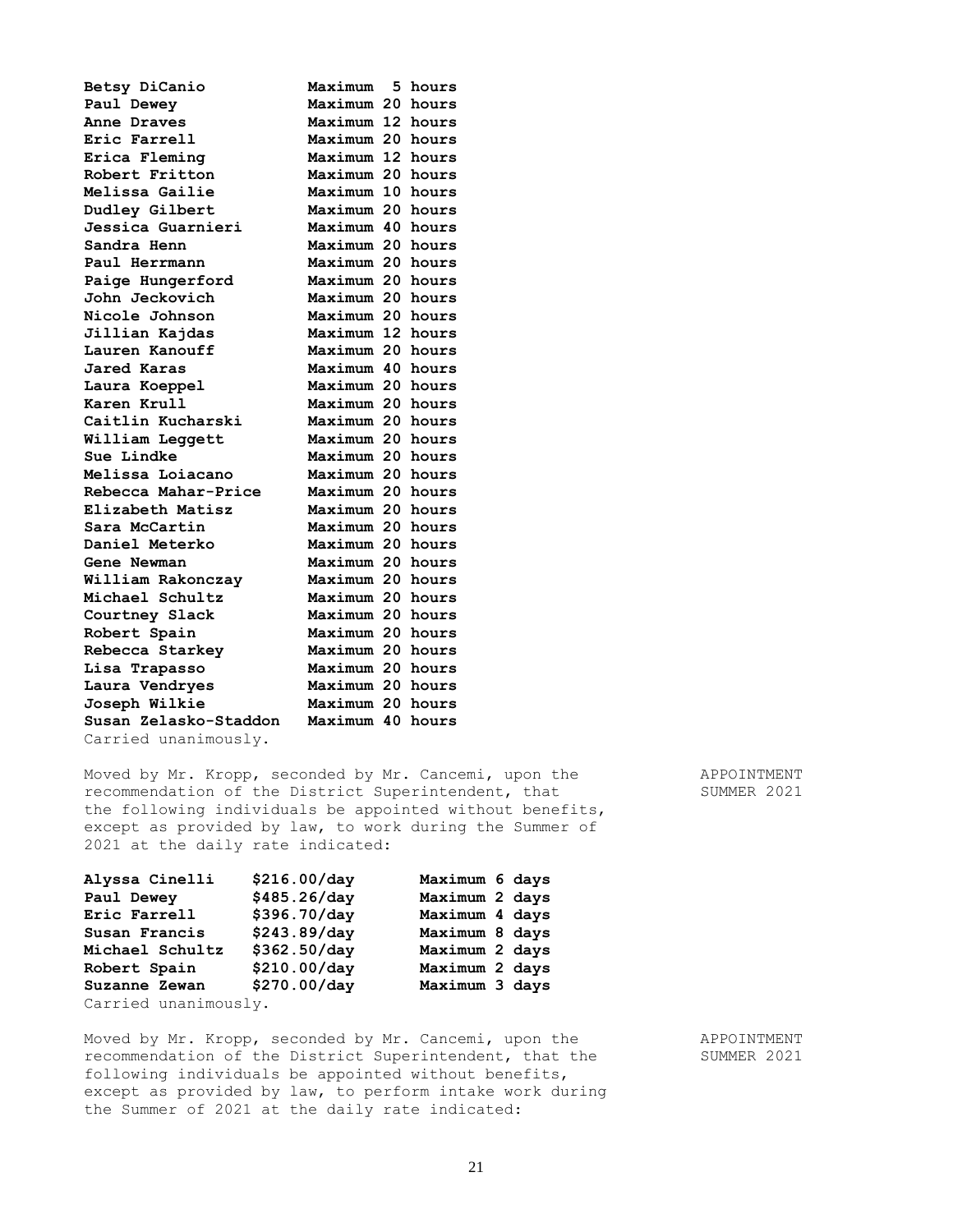| | |
|---|---|
| **Betsy DiCanio** | **Maximum 5 hours** |
| **Paul Dewey** | **Maximum 20 hours** |
| **Anne Draves** | **Maximum 12 hours** |
| **Eric Farrell** | **Maximum 20 hours** |
| **Erica Fleming** | **Maximum 12 hours** |
| **Robert Fritton** | **Maximum 20 hours** |
| **Melissa Gailie** | **Maximum 10 hours** |
| **Dudley Gilbert** | **Maximum 20 hours** |
| **Jessica Guarnieri** | **Maximum 40 hours** |
| **Sandra Henn** | **Maximum 20 hours** |
| **Paul Herrmann** | **Maximum 20 hours** |
| **Paige Hungerford** | **Maximum 20 hours** |
| **John Jeckovich** | **Maximum 20 hours** |
| **Nicole Johnson** | **Maximum 20 hours** |
| **Jillian Kajdas** | **Maximum 12 hours** |
| **Lauren Kanouff** | **Maximum 20 hours** |
| **Jared Karas** | **Maximum 40 hours** |
| **Laura Koeppel** | **Maximum 20 hours** |
| **Karen Krull** | **Maximum 20 hours** |
| **Caitlin Kucharski** | **Maximum 20 hours** |
| **William Leggett** | **Maximum 20 hours** |
| **Sue Lindke** | **Maximum 20 hours** |
| **Melissa Loiacano** | **Maximum 20 hours** |
| **Rebecca Mahar-Price** | **Maximum 20 hours** |
| **Elizabeth Matisz** | **Maximum 20 hours** |
| **Sara McCartin** | **Maximum 20 hours** |
| **Daniel Meterko** | **Maximum 20 hours** |
| **Gene Newman** | **Maximum 20 hours** |
| **William Rakonczay** | **Maximum 20 hours** |
| **Michael Schultz** | **Maximum 20 hours** |
| **Courtney Slack** | **Maximum 20 hours** |
| **Robert Spain** | **Maximum 20 hours** |
| **Rebecca Starkey** | **Maximum 20 hours** |
| **Lisa Trapasso** | **Maximum 20 hours** |
| **Laura Vendryes** | **Maximum 20 hours** |
| **Joseph Wilkie** | **Maximum 20 hours** |
| **Susan Zelasko-Staddon** | **Maximum 40 hours** |

Carried unanimously.

APPOINTMENT SUMMER 2021

Moved by Mr. Kropp, seconded by Mr. Cancemi, upon the recommendation of the District Superintendent, that the following individuals be appointed without benefits, except as provided by law, to work during the Summer of 2021 at the daily rate indicated:

| | | |
|---|---|---|
| **Alyssa Cinelli** | **$216.00/day** | **Maximum 6 days** |
| **Paul Dewey** | **$485.26/day** | **Maximum 2 days** |
| **Eric Farrell** | **$396.70/day** | **Maximum 4 days** |
| **Susan Francis** | **$243.89/day** | **Maximum 8 days** |
| **Michael Schultz** | **$362.50/day** | **Maximum 2 days** |
| **Robert Spain** | **$210.00/day** | **Maximum 2 days** |
| **Suzanne Zewan** | **$270.00/day** | **Maximum 3 days** |

Carried unanimously.

APPOINTMENT SUMMER 2021

Moved by Mr. Kropp, seconded by Mr. Cancemi, upon the recommendation of the District Superintendent, that the following individuals be appointed without benefits, except as provided by law, to perform intake work during the Summer of 2021 at the daily rate indicated: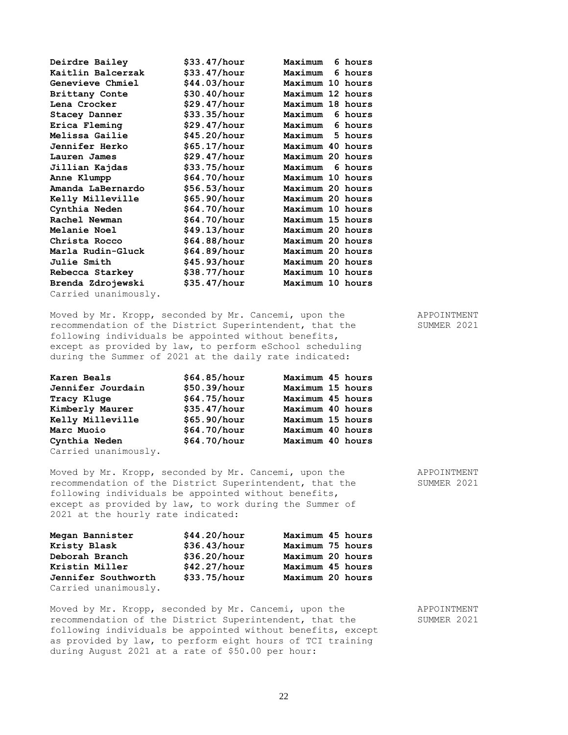| | | |
|---|---|---|
| **Deirdre Bailey** | **$33.47/hour** | **Maximum 6 hours** |
| **Kaitlin Balcerzak** | **$33.47/hour** | **Maximum 6 hours** |
| **Genevieve Chmiel** | **$44.03/hour** | **Maximum 10 hours** |
| **Brittany Conte** | **$30.40/hour** | **Maximum 12 hours** |
| **Lena Crocker** | **$29.47/hour** | **Maximum 18 hours** |
| **Stacey Danner** | **$33.35/hour** | **Maximum 6 hours** |
| **Erica Fleming** | **$29.47/hour** | **Maximum 6 hours** |
| **Melissa Gailie** | **$45.20/hour** | **Maximum 5 hours** |
| **Jennifer Herko** | **$65.17/hour** | **Maximum 40 hours** |
| **Lauren James** | **$29.47/hour** | **Maximum 20 hours** |
| **Jillian Kajdas** | **$33.75/hour** | **Maximum 6 hours** |
| **Anne Klumpp** | **$64.70/hour** | **Maximum 10 hours** |
| **Amanda LaBernardo** | **$56.53/hour** | **Maximum 20 hours** |
| **Kelly Milleville** | **$65.90/hour** | **Maximum 20 hours** |
| **Cynthia Neden** | **$64.70/hour** | **Maximum 10 hours** |
| **Rachel Newman** | **$64.70/hour** | **Maximum 15 hours** |
| **Melanie Noel** | **$49.13/hour** | **Maximum 20 hours** |
| **Christa Rocco** | **$64.88/hour** | **Maximum 20 hours** |
| **Marla Rudin-Gluck** | **$64.89/hour** | **Maximum 20 hours** |
| **Julie Smith** | **$45.93/hour** | **Maximum 20 hours** |
| **Rebecca Starkey** | **$38.77/hour** | **Maximum 10 hours** |
| **Brenda Zdrojewski** | **$35.47/hour** | **Maximum 10 hours** |

Carried unanimously.

APPOINTMENT SUMMER 2021

Moved by Mr. Kropp, seconded by Mr. Cancemi, upon the recommendation of the District Superintendent, that the following individuals be appointed without benefits, except as provided by law, to perform eSchool scheduling during the Summer of 2021 at the daily rate indicated:

| | | |
|---|---|---|
| **Karen Beals** | **$64.85/hour** | **Maximum 45 hours** |
| **Jennifer Jourdain** | **$50.39/hour** | **Maximum 15 hours** |
| **Tracy Kluge** | **$64.75/hour** | **Maximum 45 hours** |
| **Kimberly Maurer** | **$35.47/hour** | **Maximum 40 hours** |
| **Kelly Milleville** | **$65.90/hour** | **Maximum 15 hours** |
| **Marc Muoio** | **$64.70/hour** | **Maximum 40 hours** |
| **Cynthia Neden** | **$64.70/hour** | **Maximum 40 hours** |

Carried unanimously.

APPOINTMENT SUMMER 2021

Moved by Mr. Kropp, seconded by Mr. Cancemi, upon the recommendation of the District Superintendent, that the following individuals be appointed without benefits, except as provided by law, to work during the Summer of 2021 at the hourly rate indicated:

| | | |
|---|---|---|
| **Megan Bannister** | **$44.20/hour** | **Maximum 45 hours** |
| **Kristy Blask** | **$36.43/hour** | **Maximum 75 hours** |
| **Deborah Branch** | **$36.20/hour** | **Maximum 20 hours** |
| **Kristin Miller** | **$42.27/hour** | **Maximum 45 hours** |
| **Jennifer Southworth** | **$33.75/hour** | **Maximum 20 hours** |

Carried unanimously.

APPOINTMENT SUMMER 2021

Moved by Mr. Kropp, seconded by Mr. Cancemi, upon the recommendation of the District Superintendent, that the following individuals be appointed without benefits, except as provided by law, to perform eight hours of TCI training during August 2021 at a rate of $50.00 per hour: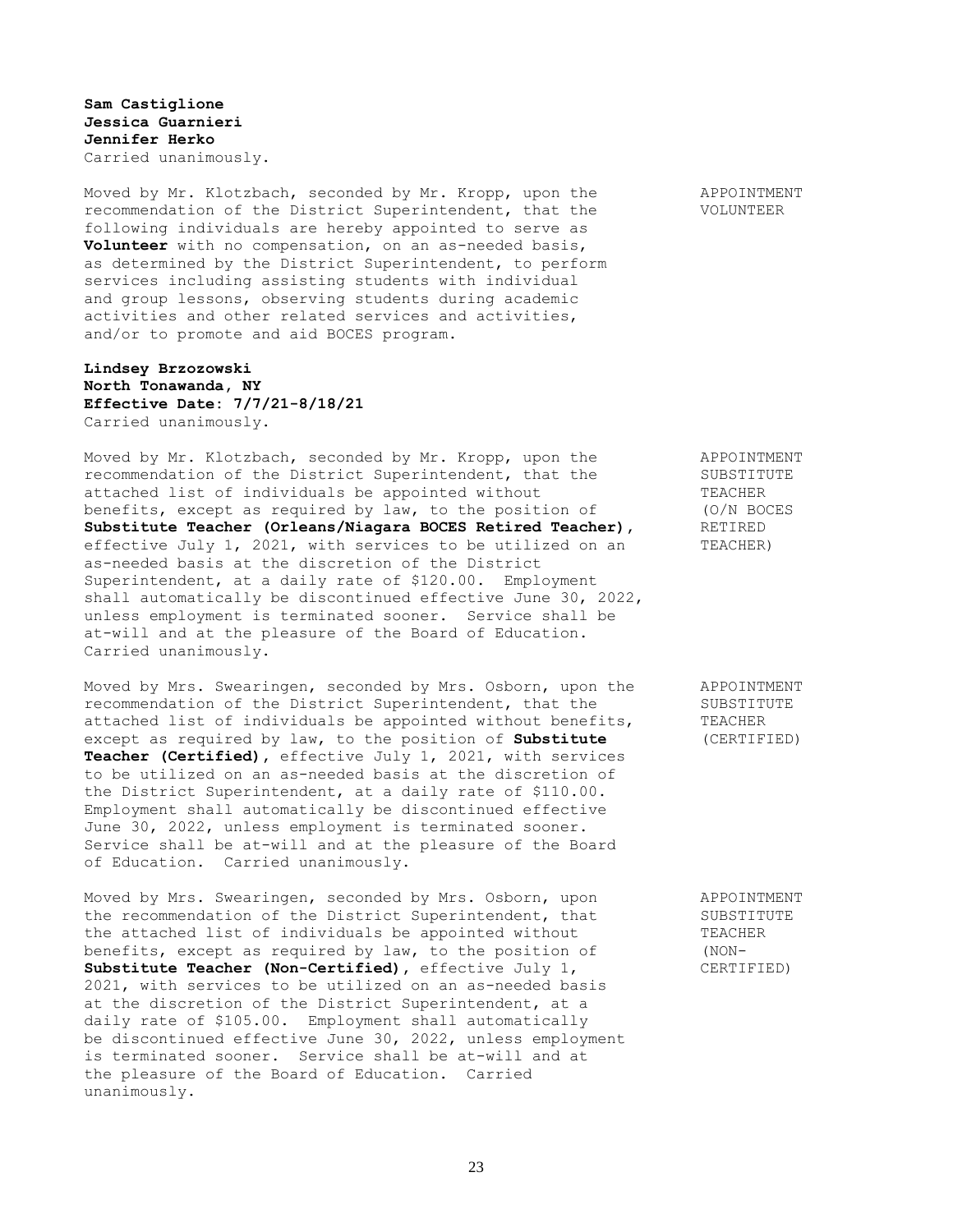**Sam Castiglione**
**Jessica Guarnieri**
**Jennifer Herko**
Carried unanimously.

APPOINTMENT VOLUNTEER

Moved by Mr. Klotzbach, seconded by Mr. Kropp, upon the recommendation of the District Superintendent, that the following individuals are hereby appointed to serve as **Volunteer** with no compensation, on an as-needed basis, as determined by the District Superintendent, to perform services including assisting students with individual and group lessons, observing students during academic activities and other related services and activities, and/or to promote and aid BOCES program.

**Lindsey Brzozowski**
**North Tonawanda, NY**
**Effective Date: 7/7/21-8/18/21**
Carried unanimously.

APPOINTMENT SUBSTITUTE TEACHER (O/N BOCES RETIRED TEACHER)

Moved by Mr. Klotzbach, seconded by Mr. Kropp, upon the recommendation of the District Superintendent, that the attached list of individuals be appointed without benefits, except as required by law, to the position of **Substitute Teacher (Orleans/Niagara BOCES Retired Teacher)**, effective July 1, 2021, with services to be utilized on an as-needed basis at the discretion of the District Superintendent, at a daily rate of $120.00. Employment shall automatically be discontinued effective June 30, 2022, unless employment is terminated sooner. Service shall be at-will and at the pleasure of the Board of Education. Carried unanimously.

APPOINTMENT SUBSTITUTE TEACHER (CERTIFIED)

Moved by Mrs. Swearingen, seconded by Mrs. Osborn, upon the recommendation of the District Superintendent, that the attached list of individuals be appointed without benefits, except as required by law, to the position of **Substitute Teacher (Certified)**, effective July 1, 2021, with services to be utilized on an as-needed basis at the discretion of the District Superintendent, at a daily rate of $110.00. Employment shall automatically be discontinued effective June 30, 2022, unless employment is terminated sooner. Service shall be at-will and at the pleasure of the Board of Education. Carried unanimously.

APPOINTMENT SUBSTITUTE TEACHER (NON-CERTIFIED)

Moved by Mrs. Swearingen, seconded by Mrs. Osborn, upon the recommendation of the District Superintendent, that the attached list of individuals be appointed without benefits, except as required by law, to the position of **Substitute Teacher (Non-Certified)**, effective July 1, 2021, with services to be utilized on an as-needed basis at the discretion of the District Superintendent, at a daily rate of $105.00. Employment shall automatically be discontinued effective June 30, 2022, unless employment is terminated sooner. Service shall be at-will and at the pleasure of the Board of Education. Carried unanimously.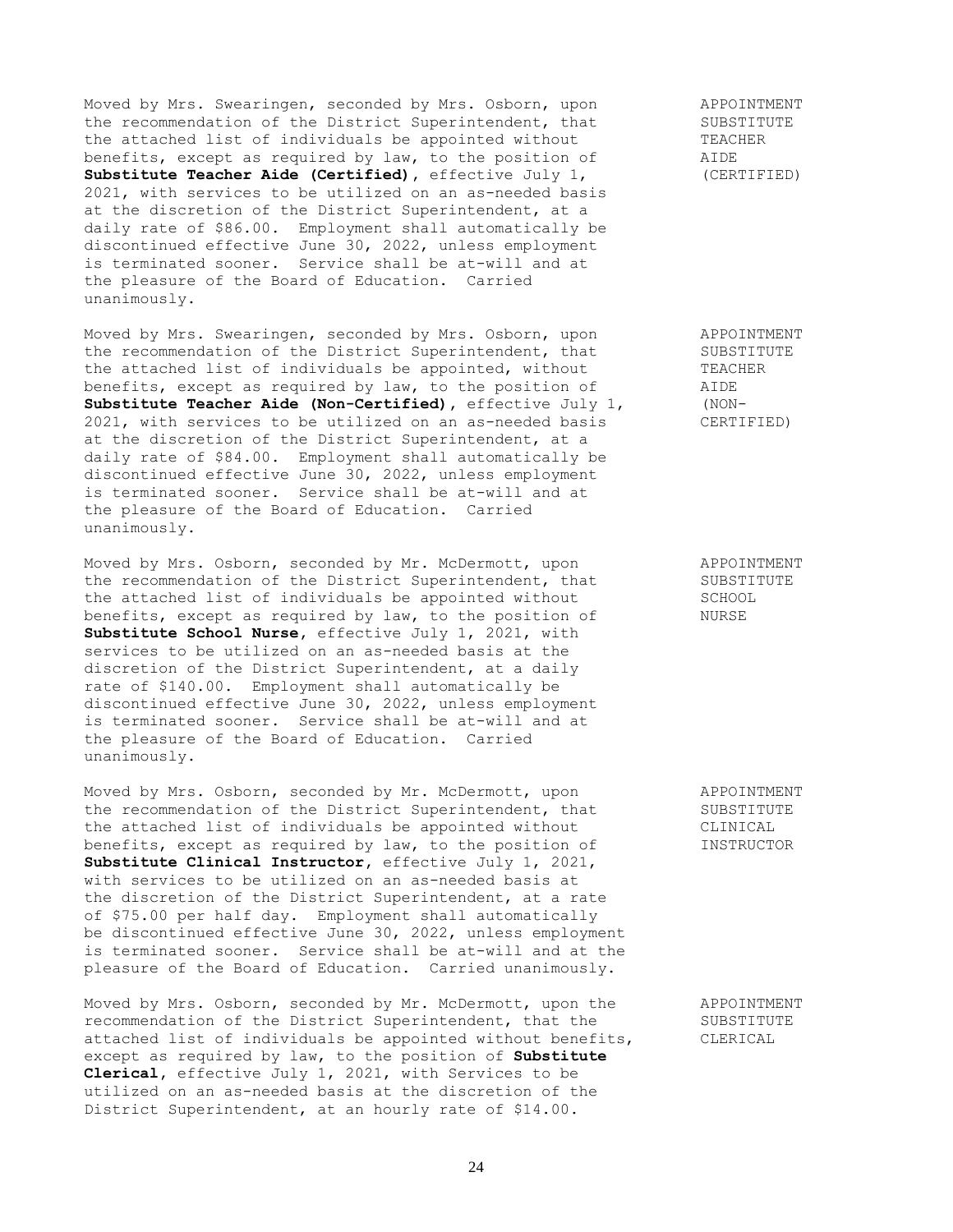Moved by Mrs. Swearingen, seconded by Mrs. Osborn, upon the recommendation of the District Superintendent, that the attached list of individuals be appointed without benefits, except as required by law, to the position of **Substitute Teacher Aide (Certified)**, effective July 1, 2021, with services to be utilized on an as-needed basis at the discretion of the District Superintendent, at a daily rate of $86.00. Employment shall automatically be discontinued effective June 30, 2022, unless employment is terminated sooner. Service shall be at-will and at the pleasure of the Board of Education. Carried unanimously.

APPOINTMENT SUBSTITUTE TEACHER AIDE (CERTIFIED)

Moved by Mrs. Swearingen, seconded by Mrs. Osborn, upon the recommendation of the District Superintendent, that the attached list of individuals be appointed, without benefits, except as required by law, to the position of **Substitute Teacher Aide (Non-Certified)**, effective July 1, 2021, with services to be utilized on an as-needed basis at the discretion of the District Superintendent, at a daily rate of $84.00. Employment shall automatically be discontinued effective June 30, 2022, unless employment is terminated sooner. Service shall be at-will and at the pleasure of the Board of Education. Carried unanimously.

APPOINTMENT SUBSTITUTE TEACHER AIDE (NON-CERTIFIED)

Moved by Mrs. Osborn, seconded by Mr. McDermott, upon the recommendation of the District Superintendent, that the attached list of individuals be appointed without benefits, except as required by law, to the position of **Substitute School Nurse**, effective July 1, 2021, with services to be utilized on an as-needed basis at the discretion of the District Superintendent, at a daily rate of $140.00. Employment shall automatically be discontinued effective June 30, 2022, unless employment is terminated sooner. Service shall be at-will and at the pleasure of the Board of Education. Carried unanimously.

APPOINTMENT SUBSTITUTE SCHOOL NURSE

Moved by Mrs. Osborn, seconded by Mr. McDermott, upon the recommendation of the District Superintendent, that the attached list of individuals be appointed without benefits, except as required by law, to the position of **Substitute Clinical Instructor**, effective July 1, 2021, with services to be utilized on an as-needed basis at the discretion of the District Superintendent, at a rate of $75.00 per half day. Employment shall automatically be discontinued effective June 30, 2022, unless employment is terminated sooner. Service shall be at-will and at the pleasure of the Board of Education. Carried unanimously.

APPOINTMENT SUBSTITUTE CLINICAL INSTRUCTOR

Moved by Mrs. Osborn, seconded by Mr. McDermott, upon the recommendation of the District Superintendent, that the attached list of individuals be appointed without benefits, except as required by law, to the position of **Substitute Clerical**, effective July 1, 2021, with Services to be utilized on an as-needed basis at the discretion of the District Superintendent, at an hourly rate of $14.00.

APPOINTMENT SUBSTITUTE CLERICAL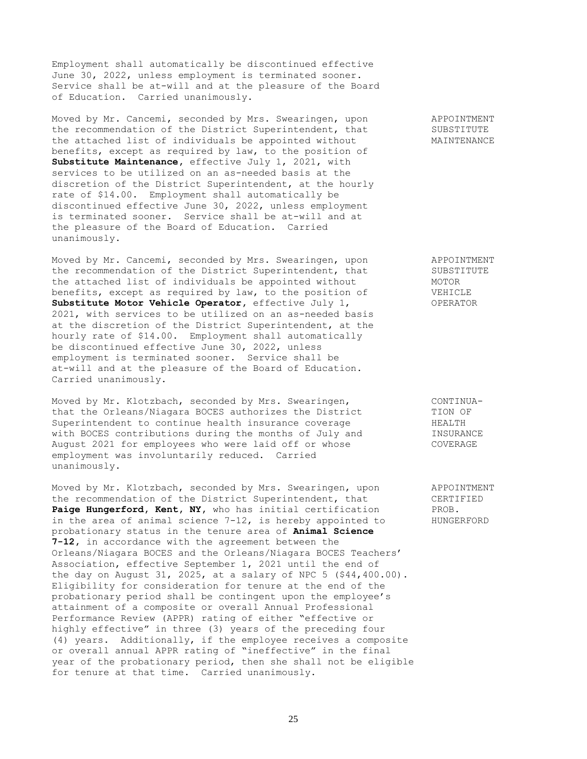Employment shall automatically be discontinued effective June 30, 2022, unless employment is terminated sooner. Service shall be at-will and at the pleasure of the Board of Education. Carried unanimously.

APPOINTMENT SUBSTITUTE MAINTENANCE

Moved by Mr. Cancemi, seconded by Mrs. Swearingen, upon the recommendation of the District Superintendent, that the attached list of individuals be appointed without benefits, except as required by law, to the position of **Substitute Maintenance**, effective July 1, 2021, with services to be utilized on an as-needed basis at the discretion of the District Superintendent, at the hourly rate of $14.00. Employment shall automatically be discontinued effective June 30, 2022, unless employment is terminated sooner. Service shall be at-will and at the pleasure of the Board of Education. Carried unanimously.

APPOINTMENT SUBSTITUTE MOTOR VEHICLE OPERATOR

Moved by Mr. Cancemi, seconded by Mrs. Swearingen, upon the recommendation of the District Superintendent, that the attached list of individuals be appointed without benefits, except as required by law, to the position of **Substitute Motor Vehicle Operator**, effective July 1, 2021, with services to be utilized on an as-needed basis at the discretion of the District Superintendent, at the hourly rate of $14.00. Employment shall automatically be discontinued effective June 30, 2022, unless employment is terminated sooner. Service shall be at-will and at the pleasure of the Board of Education. Carried unanimously.

CONTINUATION OF HEALTH INSURANCE COVERAGE

Moved by Mr. Klotzbach, seconded by Mrs. Swearingen, that the Orleans/Niagara BOCES authorizes the District Superintendent to continue health insurance coverage with BOCES contributions during the months of July and August 2021 for employees who were laid off or whose employment was involuntarily reduced. Carried unanimously.

APPOINTMENT CERTIFIED PROB. HUNGERFORD

Moved by Mr. Klotzbach, seconded by Mrs. Swearingen, upon the recommendation of the District Superintendent, that **Paige Hungerford, Kent, NY,** who has initial certification in the area of animal science 7-12, is hereby appointed to probationary status in the tenure area of **Animal Science 7-12,** in accordance with the agreement between the Orleans/Niagara BOCES and the Orleans/Niagara BOCES Teachers' Association, effective September 1, 2021 until the end of the day on August 31, 2025, at a salary of NPC 5 ($44,400.00). Eligibility for consideration for tenure at the end of the probationary period shall be contingent upon the employee's attainment of a composite or overall Annual Professional Performance Review (APPR) rating of either "effective or highly effective" in three (3) years of the preceding four (4) years. Additionally, if the employee receives a composite or overall annual APPR rating of "ineffective" in the final year of the probationary period, then she shall not be eligible for tenure at that time. Carried unanimously.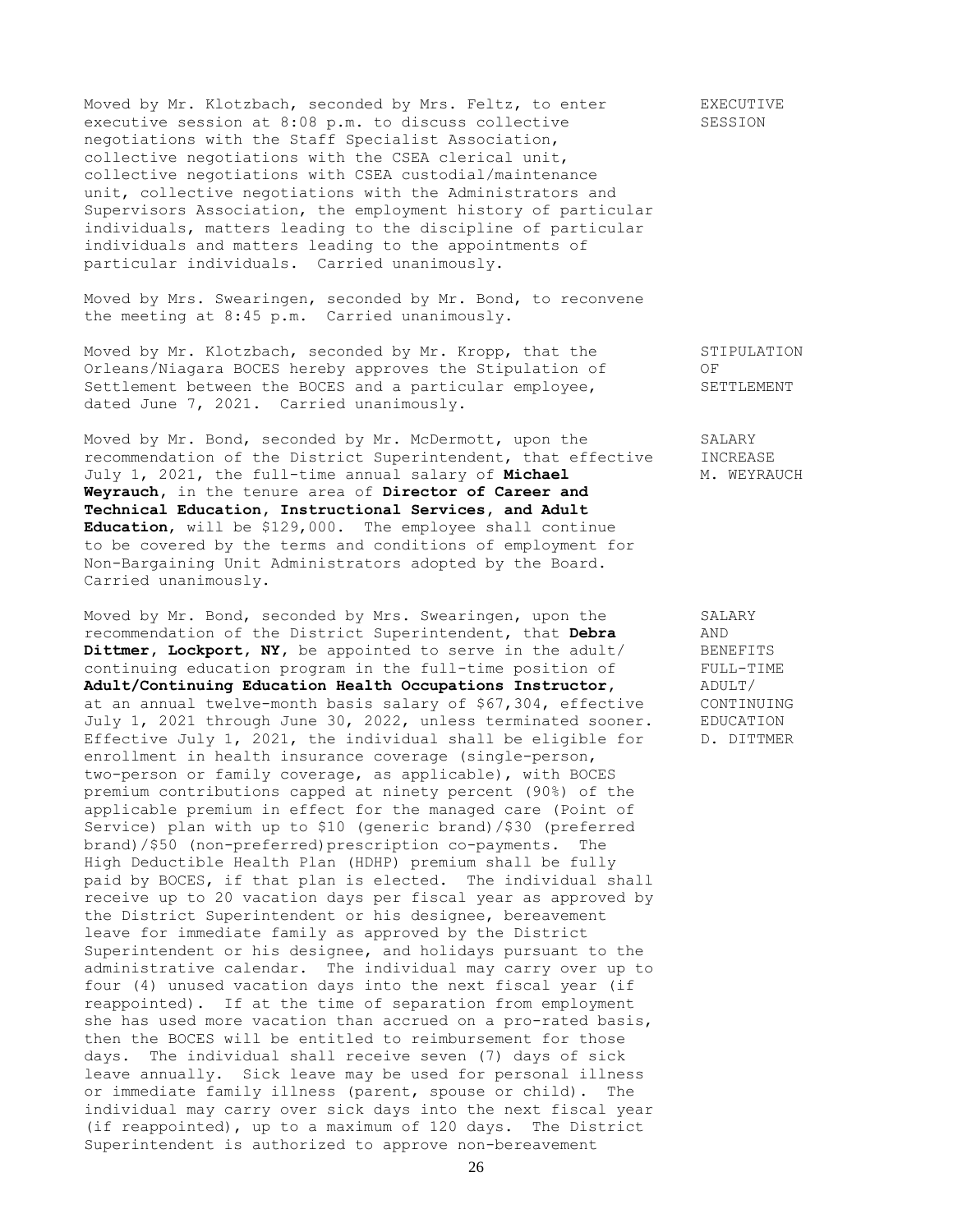Moved by Mr. Klotzbach, seconded by Mrs. Feltz, to enter executive session at 8:08 p.m. to discuss collective negotiations with the Staff Specialist Association, collective negotiations with the CSEA clerical unit, collective negotiations with CSEA custodial/maintenance unit, collective negotiations with the Administrators and Supervisors Association, the employment history of particular individuals, matters leading to the discipline of particular individuals and matters leading to the appointments of particular individuals. Carried unanimously.

EXECUTIVE SESSION

Moved by Mrs. Swearingen, seconded by Mr. Bond, to reconvene the meeting at 8:45 p.m. Carried unanimously.

Moved by Mr. Klotzbach, seconded by Mr. Kropp, that the Orleans/Niagara BOCES hereby approves the Stipulation of Settlement between the BOCES and a particular employee, dated June 7, 2021. Carried unanimously.

STIPULATION OF SETTLEMENT

Moved by Mr. Bond, seconded by Mr. McDermott, upon the recommendation of the District Superintendent, that effective July 1, 2021, the full-time annual salary of **Michael Weyrauch**, in the tenure area of **Director of Career and Technical Education, Instructional Services, and Adult Education**, will be $129,000. The employee shall continue to be covered by the terms and conditions of employment for Non-Bargaining Unit Administrators adopted by the Board. Carried unanimously.

SALARY INCREASE M. WEYRAUCH

Moved by Mr. Bond, seconded by Mrs. Swearingen, upon the recommendation of the District Superintendent, that **Debra Dittmer, Lockport, NY**, be appointed to serve in the adult/continuing education program in the full-time position of **Adult/Continuing Education Health Occupations Instructor**, at an annual twelve-month basis salary of $67,304, effective July 1, 2021 through June 30, 2022, unless terminated sooner. Effective July 1, 2021, the individual shall be eligible for enrollment in health insurance coverage (single-person, two-person or family coverage, as applicable), with BOCES premium contributions capped at ninety percent (90%) of the applicable premium in effect for the managed care (Point of Service) plan with up to $10 (generic brand)/$30 (preferred brand)/$50 (non-preferred)prescription co-payments. The High Deductible Health Plan (HDHP) premium shall be fully paid by BOCES, if that plan is elected. The individual shall receive up to 20 vacation days per fiscal year as approved by the District Superintendent or his designee, bereavement leave for immediate family as approved by the District Superintendent or his designee, and holidays pursuant to the administrative calendar. The individual may carry over up to four (4) unused vacation days into the next fiscal year (if reappointed). If at the time of separation from employment she has used more vacation than accrued on a pro-rated basis, then the BOCES will be entitled to reimbursement for those days. The individual shall receive seven (7) days of sick leave annually. Sick leave may be used for personal illness or immediate family illness (parent, spouse or child). The individual may carry over sick days into the next fiscal year (if reappointed), up to a maximum of 120 days. The District Superintendent is authorized to approve non-bereavement

SALARY AND BENEFITS FULL-TIME ADULT/ CONTINUING EDUCATION D. DITTMER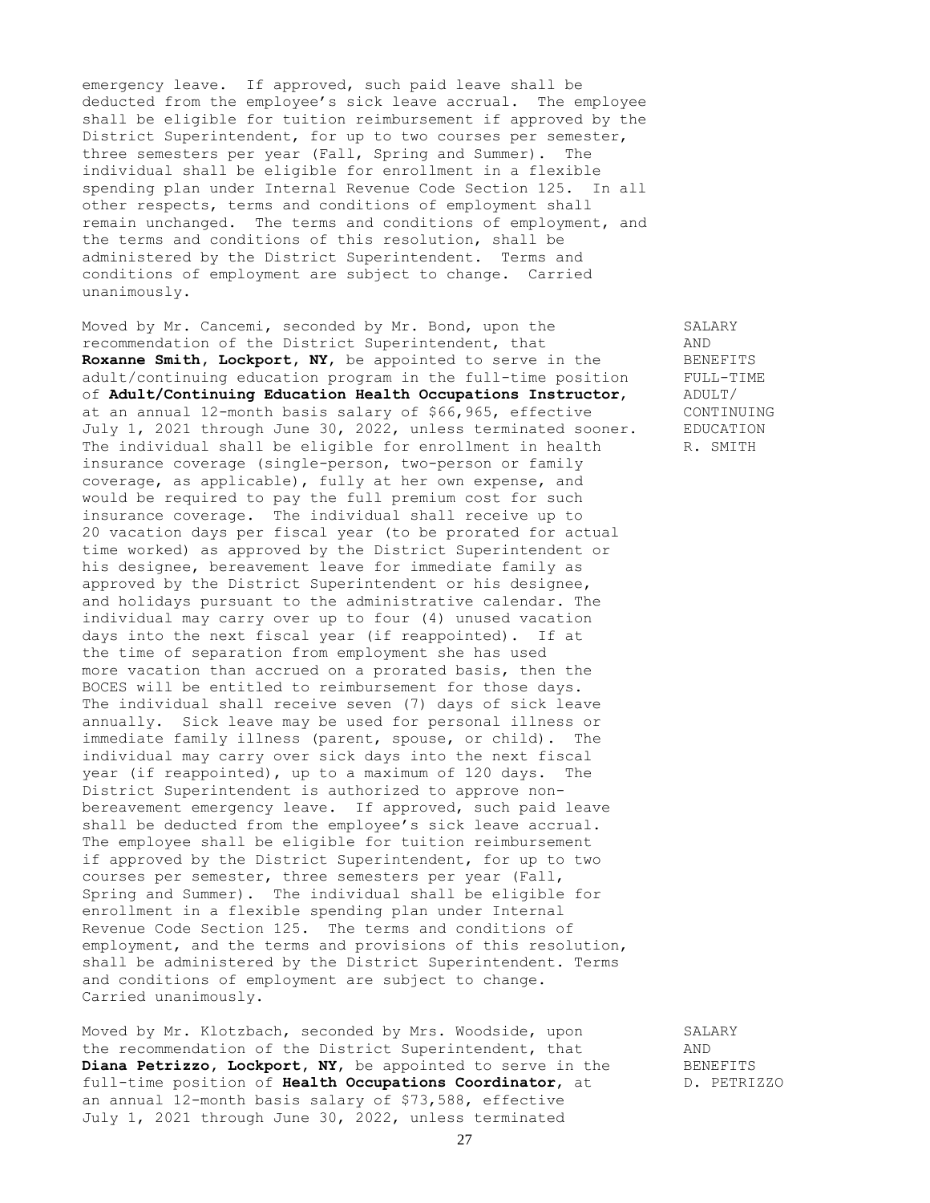emergency leave. If approved, such paid leave shall be deducted from the employee's sick leave accrual. The employee shall be eligible for tuition reimbursement if approved by the District Superintendent, for up to two courses per semester, three semesters per year (Fall, Spring and Summer). The individual shall be eligible for enrollment in a flexible spending plan under Internal Revenue Code Section 125. In all other respects, terms and conditions of employment shall remain unchanged. The terms and conditions of employment, and the terms and conditions of this resolution, shall be administered by the District Superintendent. Terms and conditions of employment are subject to change. Carried unanimously.

SALARY AND BENEFITS FULL-TIME ADULT/ CONTINUING EDUCATION R. SMITH

Moved by Mr. Cancemi, seconded by Mr. Bond, upon the recommendation of the District Superintendent, that **Roxanne Smith, Lockport, NY**, be appointed to serve in the adult/continuing education program in the full-time position of **Adult/Continuing Education Health Occupations Instructor**, at an annual 12-month basis salary of $66,965, effective July 1, 2021 through June 30, 2022, unless terminated sooner. The individual shall be eligible for enrollment in health insurance coverage (single-person, two-person or family coverage, as applicable), fully at her own expense, and would be required to pay the full premium cost for such insurance coverage. The individual shall receive up to 20 vacation days per fiscal year (to be prorated for actual time worked) as approved by the District Superintendent or his designee, bereavement leave for immediate family as approved by the District Superintendent or his designee, and holidays pursuant to the administrative calendar. The individual may carry over up to four (4) unused vacation days into the next fiscal year (if reappointed). If at the time of separation from employment she has used more vacation than accrued on a prorated basis, then the BOCES will be entitled to reimbursement for those days. The individual shall receive seven (7) days of sick leave annually. Sick leave may be used for personal illness or immediate family illness (parent, spouse, or child). The individual may carry over sick days into the next fiscal year (if reappointed), up to a maximum of 120 days. The District Superintendent is authorized to approve non-bereavement emergency leave. If approved, such paid leave shall be deducted from the employee's sick leave accrual. The employee shall be eligible for tuition reimbursement if approved by the District Superintendent, for up to two courses per semester, three semesters per year (Fall, Spring and Summer). The individual shall be eligible for enrollment in a flexible spending plan under Internal Revenue Code Section 125. The terms and conditions of employment, and the terms and provisions of this resolution, shall be administered by the District Superintendent. Terms and conditions of employment are subject to change. Carried unanimously.

SALARY AND BENEFITS D. PETRIZZO

Moved by Mr. Klotzbach, seconded by Mrs. Woodside, upon the recommendation of the District Superintendent, that **Diana Petrizzo, Lockport, NY**, be appointed to serve in the full-time position of **Health Occupations Coordinator**, at an annual 12-month basis salary of $73,588, effective July 1, 2021 through June 30, 2022, unless terminated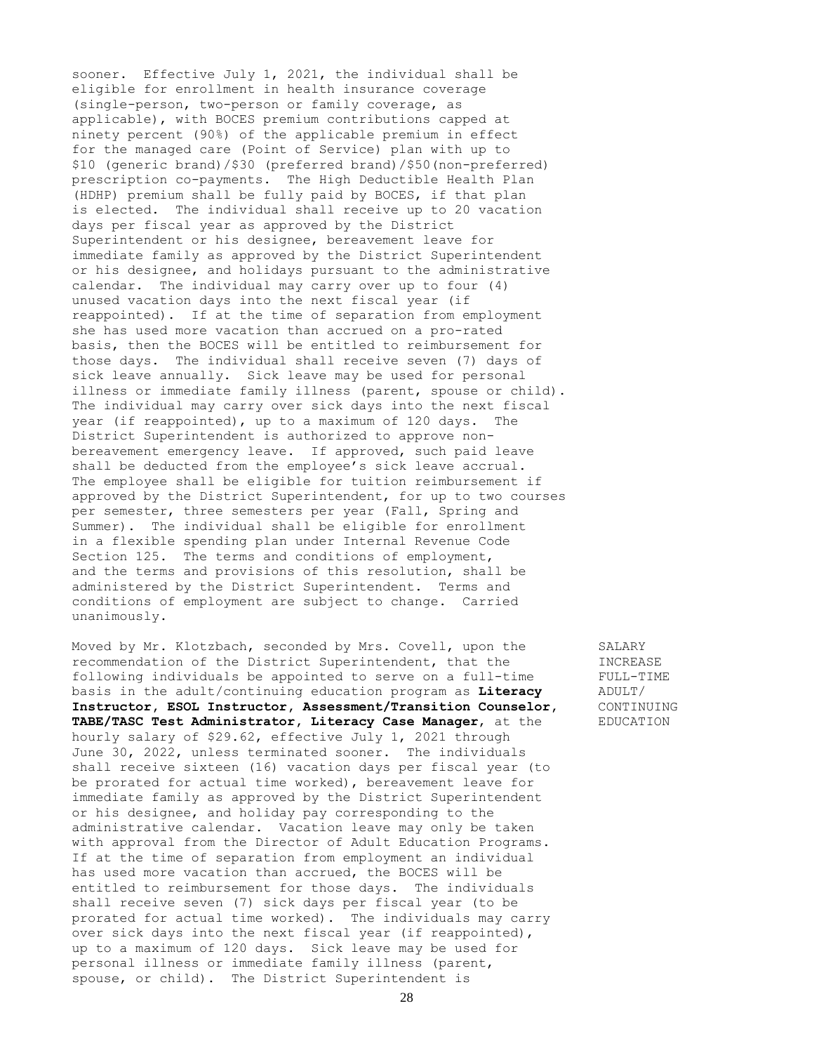sooner. Effective July 1, 2021, the individual shall be eligible for enrollment in health insurance coverage (single-person, two-person or family coverage, as applicable), with BOCES premium contributions capped at ninety percent (90%) of the applicable premium in effect for the managed care (Point of Service) plan with up to $10 (generic brand)/$30 (preferred brand)/$50(non-preferred) prescription co-payments. The High Deductible Health Plan (HDHP) premium shall be fully paid by BOCES, if that plan is elected. The individual shall receive up to 20 vacation days per fiscal year as approved by the District Superintendent or his designee, bereavement leave for immediate family as approved by the District Superintendent or his designee, and holidays pursuant to the administrative calendar. The individual may carry over up to four (4) unused vacation days into the next fiscal year (if reappointed). If at the time of separation from employment she has used more vacation than accrued on a pro-rated basis, then the BOCES will be entitled to reimbursement for those days. The individual shall receive seven (7) days of sick leave annually. Sick leave may be used for personal illness or immediate family illness (parent, spouse or child). The individual may carry over sick days into the next fiscal year (if reappointed), up to a maximum of 120 days. The District Superintendent is authorized to approve non-bereavement emergency leave. If approved, such paid leave shall be deducted from the employee's sick leave accrual. The employee shall be eligible for tuition reimbursement if approved by the District Superintendent, for up to two courses per semester, three semesters per year (Fall, Spring and Summer). The individual shall be eligible for enrollment in a flexible spending plan under Internal Revenue Code Section 125. The terms and conditions of employment, and the terms and provisions of this resolution, shall be administered by the District Superintendent. Terms and conditions of employment are subject to change. Carried unanimously.

SALARY INCREASE FULL-TIME ADULT/ CONTINUING EDUCATION

Moved by Mr. Klotzbach, seconded by Mrs. Covell, upon the recommendation of the District Superintendent, that the following individuals be appointed to serve on a full-time basis in the adult/continuing education program as **Literacy Instructor, ESOL Instructor, Assessment/Transition Counselor, TABE/TASC Test Administrator, Literacy Case Manager**, at the hourly salary of $29.62, effective July 1, 2021 through June 30, 2022, unless terminated sooner. The individuals shall receive sixteen (16) vacation days per fiscal year (to be prorated for actual time worked), bereavement leave for immediate family as approved by the District Superintendent or his designee, and holiday pay corresponding to the administrative calendar. Vacation leave may only be taken with approval from the Director of Adult Education Programs. If at the time of separation from employment an individual has used more vacation than accrued, the BOCES will be entitled to reimbursement for those days. The individuals shall receive seven (7) sick days per fiscal year (to be prorated for actual time worked). The individuals may carry over sick days into the next fiscal year (if reappointed), up to a maximum of 120 days. Sick leave may be used for personal illness or immediate family illness (parent, spouse, or child). The District Superintendent is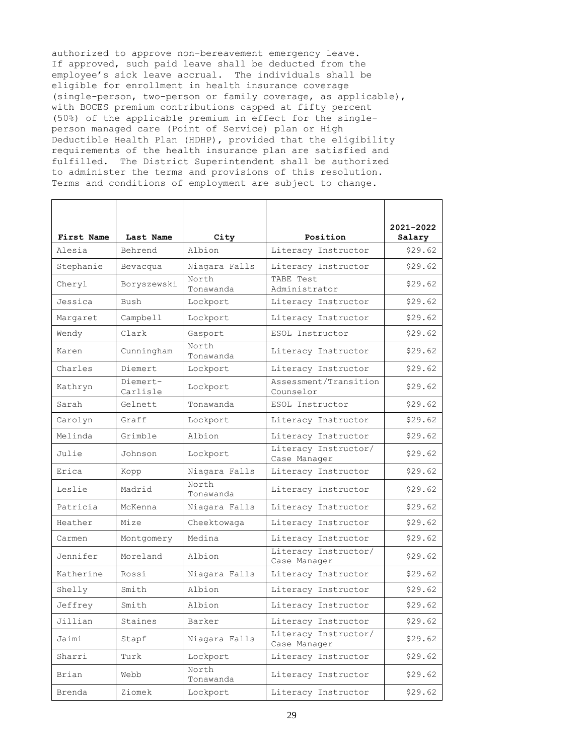authorized to approve non-bereavement emergency leave. If approved, such paid leave shall be deducted from the employee's sick leave accrual. The individuals shall be eligible for enrollment in health insurance coverage (single-person, two-person or family coverage, as applicable), with BOCES premium contributions capped at fifty percent (50%) of the applicable premium in effect for the single-person managed care (Point of Service) plan or High Deductible Health Plan (HDHP), provided that the eligibility requirements of the health insurance plan are satisfied and fulfilled. The District Superintendent shall be authorized to administer the terms and provisions of this resolution. Terms and conditions of employment are subject to change.

| First Name | Last Name | City | Position | 2021-2022 Salary |
|---|---|---|---|---|
| Alesia | Behrend | Albion | Literacy Instructor | $29.62 |
| Stephanie | Bevacqua | Niagara Falls | Literacy Instructor | $29.62 |
| Cheryl | Boryszewski | North Tonawanda | TABE Test Administrator | $29.62 |
| Jessica | Bush | Lockport | Literacy Instructor | $29.62 |
| Margaret | Campbell | Lockport | Literacy Instructor | $29.62 |
| Wendy | Clark | Gasport | ESOL Instructor | $29.62 |
| Karen | Cunningham | North Tonawanda | Literacy Instructor | $29.62 |
| Charles | Diemert | Lockport | Literacy Instructor | $29.62 |
| Kathryn | Diemert-Carlisle | Lockport | Assessment/Transition Counselor | $29.62 |
| Sarah | Gelnett | Tonawanda | ESOL Instructor | $29.62 |
| Carolyn | Graff | Lockport | Literacy Instructor | $29.62 |
| Melinda | Grimble | Albion | Literacy Instructor | $29.62 |
| Julie | Johnson | Lockport | Literacy Instructor/ Case Manager | $29.62 |
| Erica | Kopp | Niagara Falls | Literacy Instructor | $29.62 |
| Leslie | Madrid | North Tonawanda | Literacy Instructor | $29.62 |
| Patricia | McKenna | Niagara Falls | Literacy Instructor | $29.62 |
| Heather | Mize | Cheektowaga | Literacy Instructor | $29.62 |
| Carmen | Montgomery | Medina | Literacy Instructor | $29.62 |
| Jennifer | Moreland | Albion | Literacy Instructor/ Case Manager | $29.62 |
| Katherine | Rossi | Niagara Falls | Literacy Instructor | $29.62 |
| Shelly | Smith | Albion | Literacy Instructor | $29.62 |
| Jeffrey | Smith | Albion | Literacy Instructor | $29.62 |
| Jillian | Staines | Barker | Literacy Instructor | $29.62 |
| Jaimi | Stapf | Niagara Falls | Literacy Instructor/ Case Manager | $29.62 |
| Sharri | Turk | Lockport | Literacy Instructor | $29.62 |
| Brian | Webb | North Tonawanda | Literacy Instructor | $29.62 |
| Brenda | Ziomek | Lockport | Literacy Instructor | $29.62 |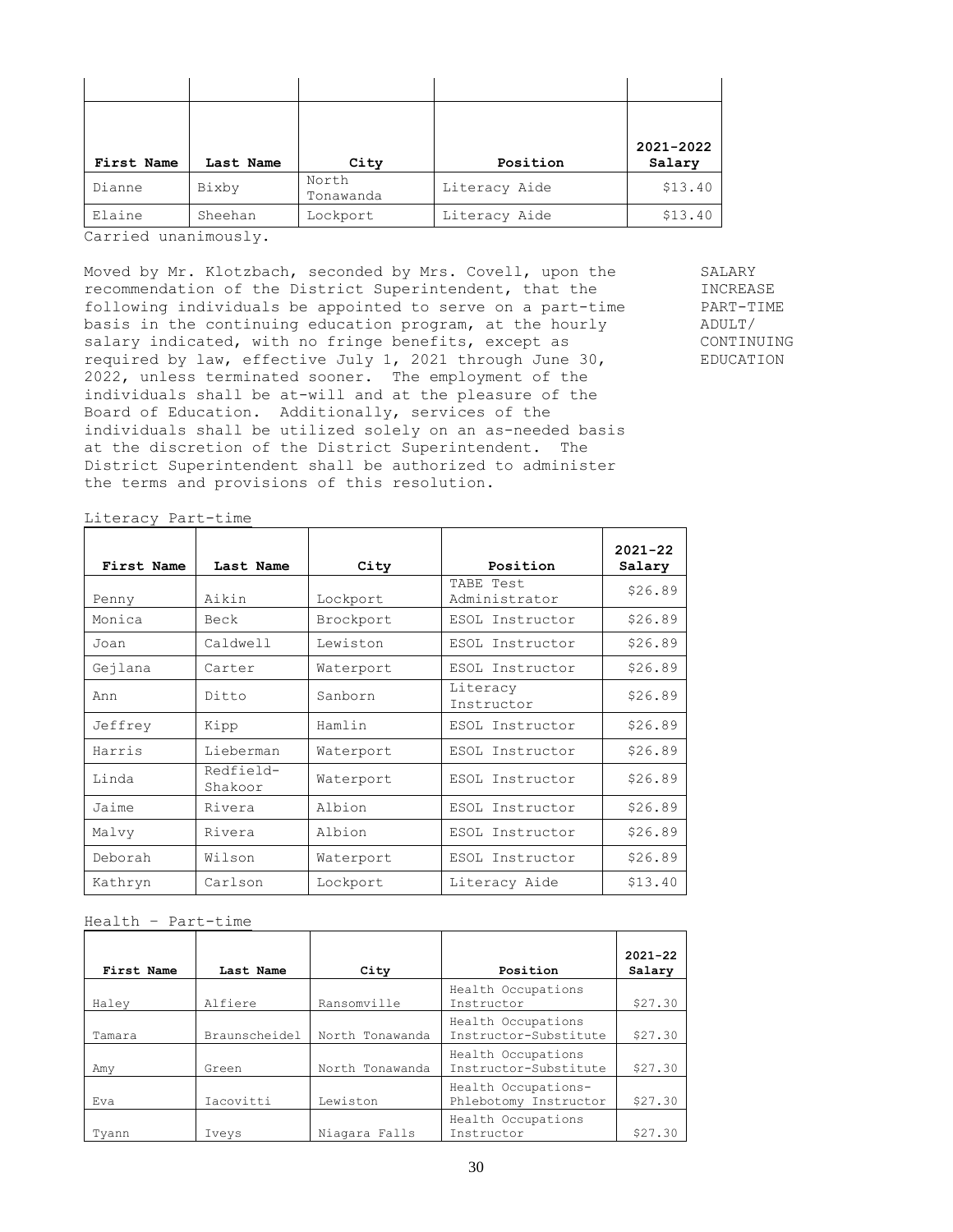| First Name | Last Name | City | Position | 2021-2022 Salary |
|---|---|---|---|---|
| Dianne | Bixby | North Tonawanda | Literacy Aide | $13.40 |
| Elaine | Sheehan | Lockport | Literacy Aide | $13.40 |

Carried unanimously.

SALARY INCREASE PART-TIME ADULT/ CONTINUING EDUCATION

Moved by Mr. Klotzbach, seconded by Mrs. Covell, upon the recommendation of the District Superintendent, that the following individuals be appointed to serve on a part-time basis in the continuing education program, at the hourly salary indicated, with no fringe benefits, except as required by law, effective July 1, 2021 through June 30, 2022, unless terminated sooner. The employment of the individuals shall be at-will and at the pleasure of the Board of Education. Additionally, services of the individuals shall be utilized solely on an as-needed basis at the discretion of the District Superintendent. The District Superintendent shall be authorized to administer the terms and provisions of this resolution.

Literacy Part-time

| First Name | Last Name | City | Position | 2021-22 Salary |
|---|---|---|---|---|
| Penny | Aikin | Lockport | TABE Test Administrator | $26.89 |
| Monica | Beck | Brockport | ESOL Instructor | $26.89 |
| Joan | Caldwell | Lewiston | ESOL Instructor | $26.89 |
| Gejlana | Carter | Waterport | ESOL Instructor | $26.89 |
| Ann | Ditto | Sanborn | Literacy Instructor | $26.89 |
| Jeffrey | Kipp | Hamlin | ESOL Instructor | $26.89 |
| Harris | Lieberman | Waterport | ESOL Instructor | $26.89 |
| Linda | Redfield-Shakoor | Waterport | ESOL Instructor | $26.89 |
| Jaime | Rivera | Albion | ESOL Instructor | $26.89 |
| Malvy | Rivera | Albion | ESOL Instructor | $26.89 |
| Deborah | Wilson | Waterport | ESOL Instructor | $26.89 |
| Kathryn | Carlson | Lockport | Literacy Aide | $13.40 |

Health – Part-time

| First Name | Last Name | City | Position | 2021-22 Salary |
|---|---|---|---|---|
| Haley | Alfiere | Ransomville | Health Occupations Instructor | $27.30 |
| Tamara | Braunscheidel | North Tonawanda | Health Occupations Instructor-Substitute | $27.30 |
| Amy | Green | North Tonawanda | Health Occupations Instructor-Substitute | $27.30 |
| Eva | Iacovitti | Lewiston | Health Occupations-Phlebotomy Instructor | $27.30 |
| Tyann | Iveys | Niagara Falls | Health Occupations Instructor | $27.30 |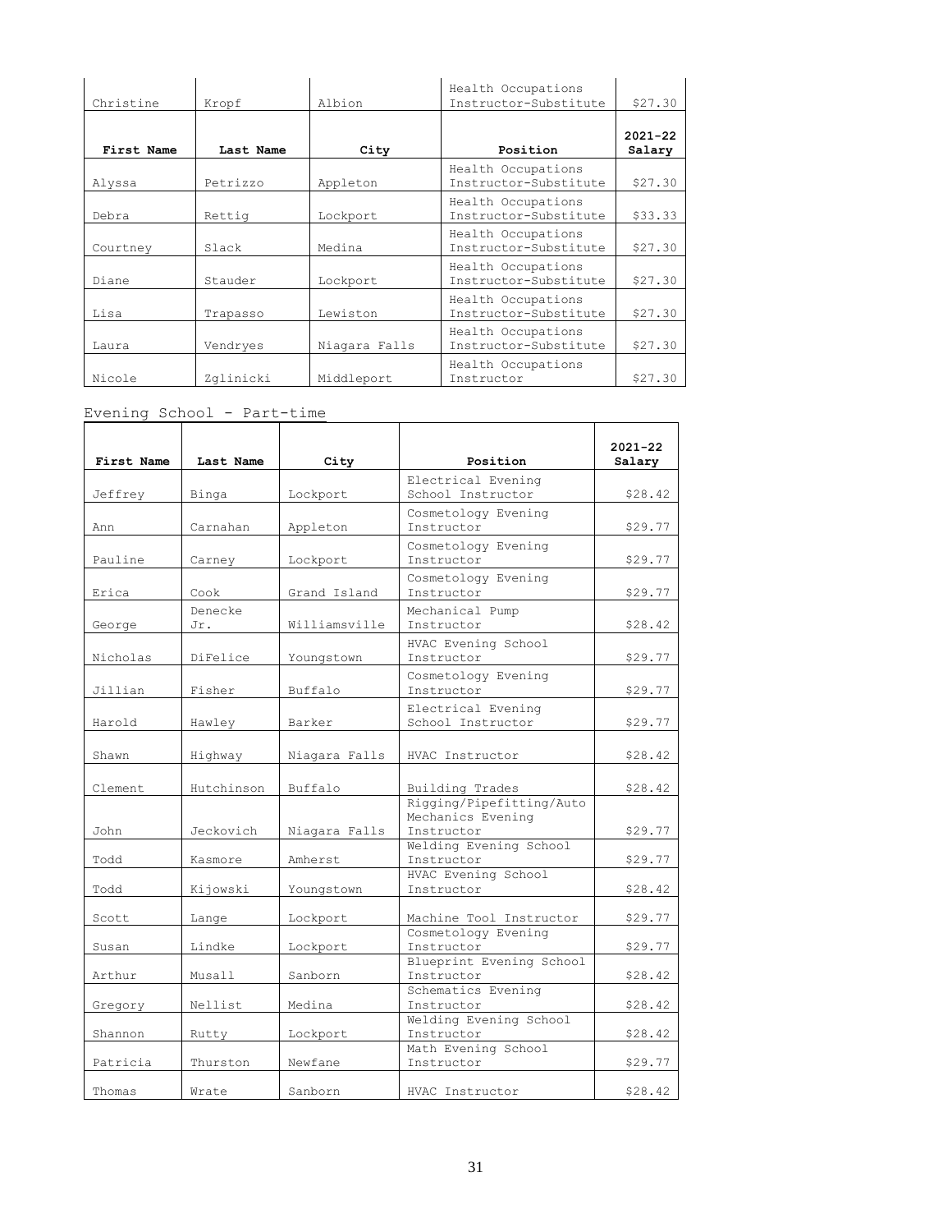| First Name | Last Name | City | Position | 2021-22 Salary |
|---|---|---|---|---|
| Christine | Kropf | Albion | Health Occupations Instructor-Substitute | $27.30 |
| Alyssa | Petrizzo | Appleton | Health Occupations Instructor-Substitute | $27.30 |
| Debra | Rettig | Lockport | Health Occupations Instructor-Substitute | $33.33 |
| Courtney | Slack | Medina | Health Occupations Instructor-Substitute | $27.30 |
| Diane | Stauder | Lockport | Health Occupations Instructor-Substitute | $27.30 |
| Lisa | Trapasso | Lewiston | Health Occupations Instructor-Substitute | $27.30 |
| Laura | Vendryes | Niagara Falls | Health Occupations Instructor-Substitute | $27.30 |
| Nicole | Zglinicki | Middleport | Health Occupations Instructor | $27.30 |

Evening School - Part-time

| First Name | Last Name | City | Position | 2021-22 Salary |
|---|---|---|---|---|
| Jeffrey | Binga | Lockport | Electrical Evening School Instructor | $28.42 |
| Ann | Carnahan | Appleton | Cosmetology Evening Instructor | $29.77 |
| Pauline | Carney | Lockport | Cosmetology Evening Instructor | $29.77 |
| Erica | Cook | Grand Island | Cosmetology Evening Instructor | $29.77 |
| George | Denecke Jr. | Williamsville | Mechanical Pump Instructor | $28.42 |
| Nicholas | DiFelice | Youngstown | HVAC Evening School Instructor | $29.77 |
| Jillian | Fisher | Buffalo | Cosmetology Evening Instructor | $29.77 |
| Harold | Hawley | Barker | Electrical Evening School Instructor | $29.77 |
| Shawn | Highway | Niagara Falls | HVAC Instructor | $28.42 |
| Clement | Hutchinson | Buffalo | Building Trades | $28.42 |
| John | Jeckovich | Niagara Falls | Rigging/Pipefitting/Auto Mechanics Evening Instructor | $29.77 |
| Todd | Kasmore | Amherst | Welding Evening School Instructor | $29.77 |
| Todd | Kijowski | Youngstown | HVAC Evening School Instructor | $28.42 |
| Scott | Lange | Lockport | Machine Tool Instructor | $29.77 |
| Susan | Lindke | Lockport | Cosmetology Evening Instructor | $29.77 |
| Arthur | Musall | Sanborn | Blueprint Evening School Instructor | $28.42 |
| Gregory | Nellist | Medina | Schematics Evening Instructor | $28.42 |
| Shannon | Rutty | Lockport | Welding Evening School Instructor | $28.42 |
| Patricia | Thurston | Newfane | Math Evening School Instructor | $29.77 |
| Thomas | Wrate | Sanborn | HVAC Instructor | $28.42 |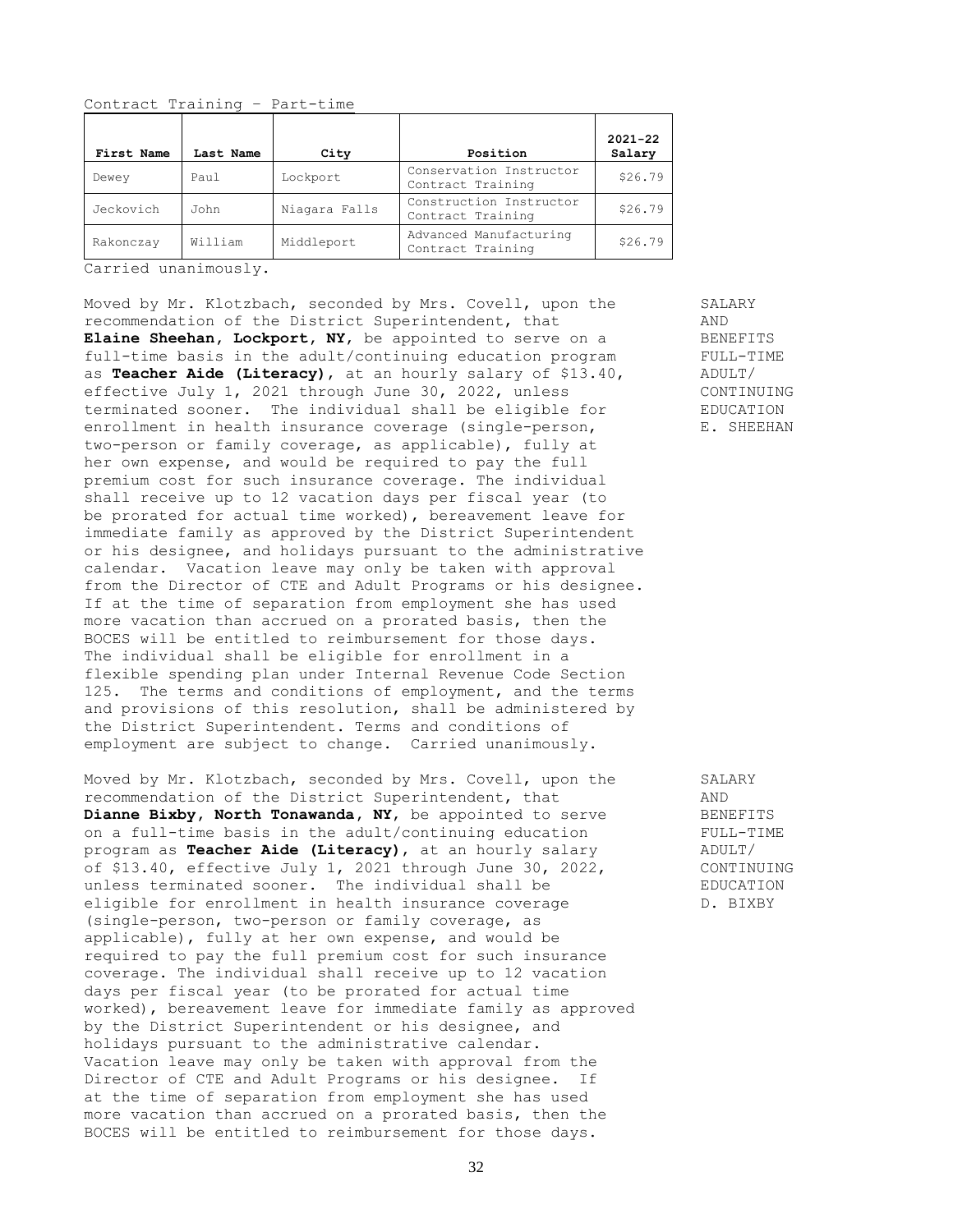Contract Training – Part-time

| First Name | Last Name | City | Position | 2021-22 Salary |
|---|---|---|---|---|
| Dewey | Paul | Lockport | Conservation Instructor Contract Training | $26.79 |
| Jeckovich | John | Niagara Falls | Construction Instructor Contract Training | $26.79 |
| Rakonczay | William | Middleport | Advanced Manufacturing Contract Training | $26.79 |

Carried unanimously.

SALARY AND BENEFITS FULL-TIME ADULT/ CONTINUING EDUCATION E. SHEEHAN

Moved by Mr. Klotzbach, seconded by Mrs. Covell, upon the recommendation of the District Superintendent, that **Elaine Sheehan, Lockport, NY**, be appointed to serve on a full-time basis in the adult/continuing education program as **Teacher Aide (Literacy)**, at an hourly salary of $13.40, effective July 1, 2021 through June 30, 2022, unless terminated sooner. The individual shall be eligible for enrollment in health insurance coverage (single-person, two-person or family coverage, as applicable), fully at her own expense, and would be required to pay the full premium cost for such insurance coverage. The individual shall receive up to 12 vacation days per fiscal year (to be prorated for actual time worked), bereavement leave for immediate family as approved by the District Superintendent or his designee, and holidays pursuant to the administrative calendar. Vacation leave may only be taken with approval from the Director of CTE and Adult Programs or his designee. If at the time of separation from employment she has used more vacation than accrued on a prorated basis, then the BOCES will be entitled to reimbursement for those days. The individual shall be eligible for enrollment in a flexible spending plan under Internal Revenue Code Section 125. The terms and conditions of employment, and the terms and provisions of this resolution, shall be administered by the District Superintendent. Terms and conditions of employment are subject to change. Carried unanimously.

SALARY AND BENEFITS FULL-TIME ADULT/ CONTINUING EDUCATION D. BIXBY

Moved by Mr. Klotzbach, seconded by Mrs. Covell, upon the recommendation of the District Superintendent, that **Dianne Bixby, North Tonawanda, NY**, be appointed to serve on a full-time basis in the adult/continuing education program as **Teacher Aide (Literacy)**, at an hourly salary of $13.40, effective July 1, 2021 through June 30, 2022, unless terminated sooner. The individual shall be eligible for enrollment in health insurance coverage (single-person, two-person or family coverage, as applicable), fully at her own expense, and would be required to pay the full premium cost for such insurance coverage. The individual shall receive up to 12 vacation days per fiscal year (to be prorated for actual time worked), bereavement leave for immediate family as approved by the District Superintendent or his designee, and holidays pursuant to the administrative calendar. Vacation leave may only be taken with approval from the Director of CTE and Adult Programs or his designee. If at the time of separation from employment she has used more vacation than accrued on a prorated basis, then the BOCES will be entitled to reimbursement for those days.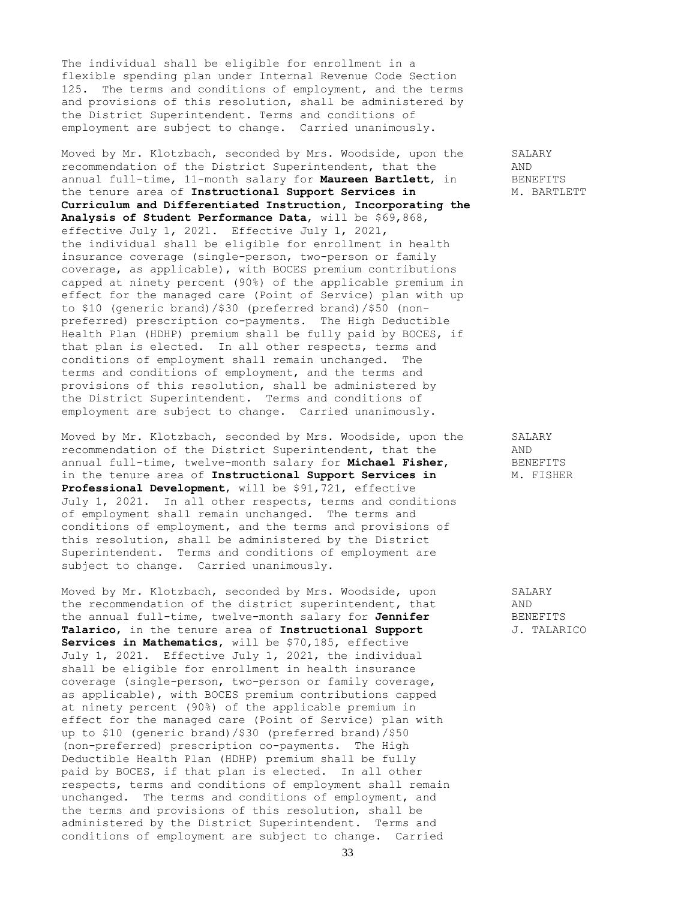The individual shall be eligible for enrollment in a flexible spending plan under Internal Revenue Code Section 125. The terms and conditions of employment, and the terms and provisions of this resolution, shall be administered by the District Superintendent. Terms and conditions of employment are subject to change. Carried unanimously.

SALARY AND BENEFITS M. BARTLETT

Moved by Mr. Klotzbach, seconded by Mrs. Woodside, upon the recommendation of the District Superintendent, that the annual full-time, 11-month salary for **Maureen Bartlett**, in the tenure area of **Instructional Support Services in Curriculum and Differentiated Instruction, Incorporating the Analysis of Student Performance Data**, will be $69,868, effective July 1, 2021. Effective July 1, 2021, the individual shall be eligible for enrollment in health insurance coverage (single-person, two-person or family coverage, as applicable), with BOCES premium contributions capped at ninety percent (90%) of the applicable premium in effect for the managed care (Point of Service) plan with up to $10 (generic brand)/$30 (preferred brand)/$50 (non-preferred) prescription co-payments. The High Deductible Health Plan (HDHP) premium shall be fully paid by BOCES, if that plan is elected. In all other respects, terms and conditions of employment shall remain unchanged. The terms and conditions of employment, and the terms and provisions of this resolution, shall be administered by the District Superintendent. Terms and conditions of employment are subject to change. Carried unanimously.

SALARY AND BENEFITS M. FISHER

Moved by Mr. Klotzbach, seconded by Mrs. Woodside, upon the recommendation of the District Superintendent, that the annual full-time, twelve-month salary for **Michael Fisher**, in the tenure area of **Instructional Support Services in Professional Development**, will be $91,721, effective July 1, 2021. In all other respects, terms and conditions of employment shall remain unchanged. The terms and conditions of employment, and the terms and provisions of this resolution, shall be administered by the District Superintendent. Terms and conditions of employment are subject to change. Carried unanimously.

SALARY AND BENEFITS J. TALARICO

Moved by Mr. Klotzbach, seconded by Mrs. Woodside, upon the recommendation of the district superintendent, that the annual full-time, twelve-month salary for **Jennifer Talarico**, in the tenure area of **Instructional Support Services in Mathematics**, will be $70,185, effective July 1, 2021. Effective July 1, 2021, the individual shall be eligible for enrollment in health insurance coverage (single-person, two-person or family coverage, as applicable), with BOCES premium contributions capped at ninety percent (90%) of the applicable premium in effect for the managed care (Point of Service) plan with up to $10 (generic brand)/$30 (preferred brand)/$50 (non-preferred) prescription co-payments. The High Deductible Health Plan (HDHP) premium shall be fully paid by BOCES, if that plan is elected. In all other respects, terms and conditions of employment shall remain unchanged. The terms and conditions of employment, and the terms and provisions of this resolution, shall be administered by the District Superintendent. Terms and conditions of employment are subject to change. Carried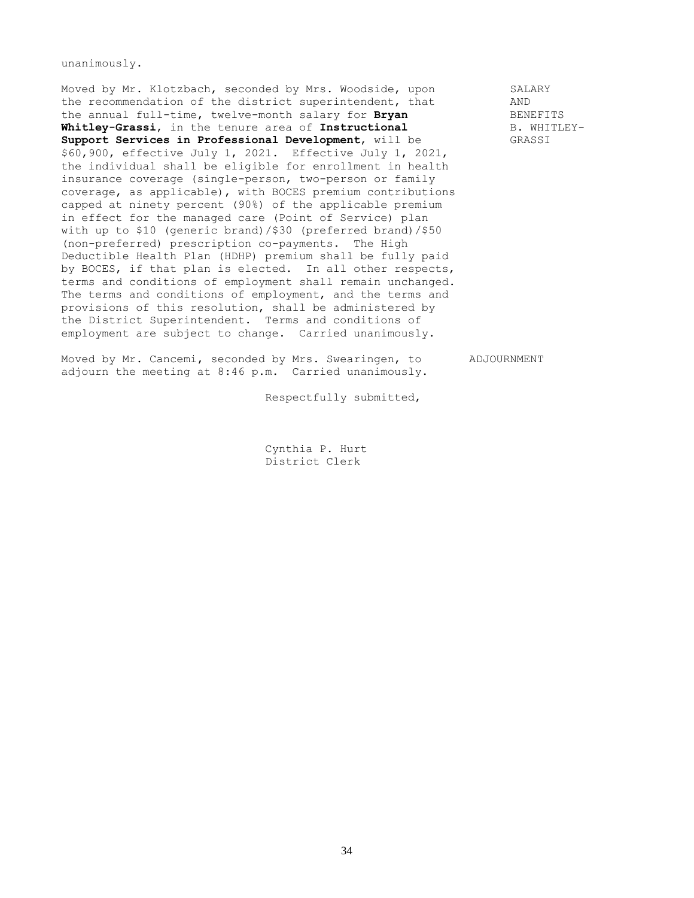unanimously.

Moved by Mr. Klotzbach, seconded by Mrs. Woodside, upon the recommendation of the district superintendent, that the annual full-time, twelve-month salary for **Bryan Whitley-Grassi**, in the tenure area of **Instructional Support Services in Professional Development**, will be $60,900, effective July 1, 2021. Effective July 1, 2021, the individual shall be eligible for enrollment in health insurance coverage (single-person, two-person or family coverage, as applicable), with BOCES premium contributions capped at ninety percent (90%) of the applicable premium in effect for the managed care (Point of Service) plan with up to $10 (generic brand)/$30 (preferred brand)/$50 (non-preferred) prescription co-payments. The High Deductible Health Plan (HDHP) premium shall be fully paid by BOCES, if that plan is elected. In all other respects, terms and conditions of employment shall remain unchanged. The terms and conditions of employment, and the terms and provisions of this resolution, shall be administered by the District Superintendent. Terms and conditions of employment are subject to change. Carried unanimously.

SALARY AND BENEFITS B. WHITLEY-GRASSI

Moved by Mr. Cancemi, seconded by Mrs. Swearingen, to adjourn the meeting at 8:46 p.m. Carried unanimously.

ADJOURNMENT

Respectfully submitted,

Cynthia P. Hurt
District Clerk